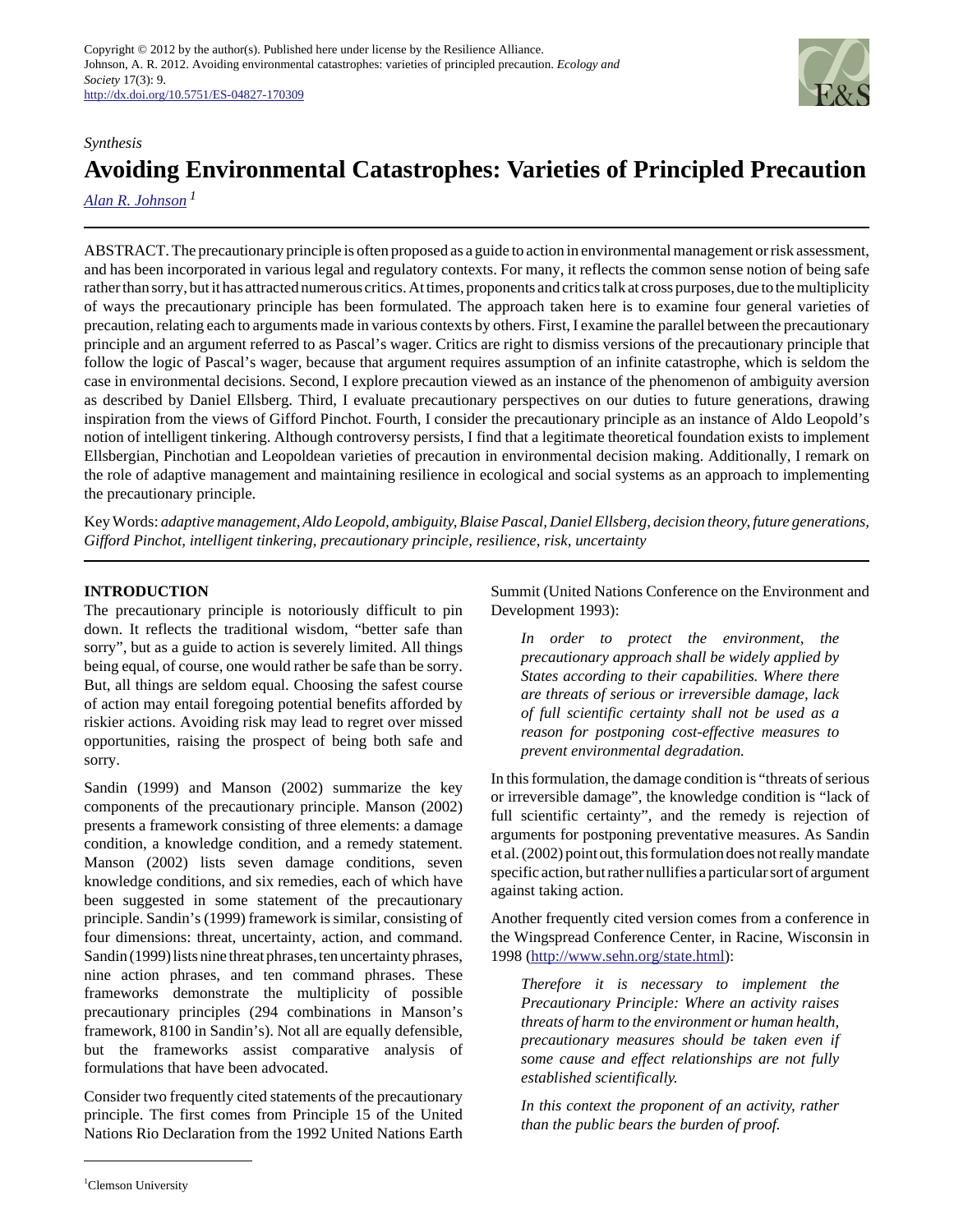Copyright © 2012 by the author(s). Published here under license by the Resilience Alliance.
Johnson, A. R. 2012. Avoiding environmental catastrophes: varieties of principled precaution. *Ecology and Society* 17(3): 9.
http://dx.doi.org/10.5751/ES-04827-170309

*Synthesis*

# Avoiding Environmental Catastrophes: Varieties of Principled Precaution

Alan R. Johnson [1]

ABSTRACT. The precautionary principle is often proposed as a guide to action in environmental management or risk assessment, and has been incorporated in various legal and regulatory contexts. For many, it reflects the common sense notion of being safe rather than sorry, but it has attracted numerous critics. At times, proponents and critics talk at cross purposes, due to the multiplicity of ways the precautionary principle has been formulated. The approach taken here is to examine four general varieties of precaution, relating each to arguments made in various contexts by others. First, I examine the parallel between the precautionary principle and an argument referred to as Pascal's wager. Critics are right to dismiss versions of the precautionary principle that follow the logic of Pascal's wager, because that argument requires assumption of an infinite catastrophe, which is seldom the case in environmental decisions. Second, I explore precaution viewed as an instance of the phenomenon of ambiguity aversion as described by Daniel Ellsberg. Third, I evaluate precautionary perspectives on our duties to future generations, drawing inspiration from the views of Gifford Pinchot. Fourth, I consider the precautionary principle as an instance of Aldo Leopold's notion of intelligent tinkering. Although controversy persists, I find that a legitimate theoretical foundation exists to implement Ellsbergian, Pinchotian and Leopoldean varieties of precaution in environmental decision making. Additionally, I remark on the role of adaptive management and maintaining resilience in ecological and social systems as an approach to implementing the precautionary principle.

Key Words: *adaptive management, Aldo Leopold, ambiguity, Blaise Pascal, Daniel Ellsberg, decision theory, future generations, Gifford Pinchot, intelligent tinkering, precautionary principle, resilience, risk, uncertainty*

## INTRODUCTION

The precautionary principle is notoriously difficult to pin down. It reflects the traditional wisdom, "better safe than sorry", but as a guide to action is severely limited. All things being equal, of course, one would rather be safe than be sorry. But, all things are seldom equal. Choosing the safest course of action may entail foregoing potential benefits afforded by riskier actions. Avoiding risk may lead to regret over missed opportunities, raising the prospect of being both safe and sorry.

Sandin (1999) and Manson (2002) summarize the key components of the precautionary principle. Manson (2002) presents a framework consisting of three elements: a damage condition, a knowledge condition, and a remedy statement. Manson (2002) lists seven damage conditions, seven knowledge conditions, and six remedies, each of which have been suggested in some statement of the precautionary principle. Sandin's (1999) framework is similar, consisting of four dimensions: threat, uncertainty, action, and command. Sandin (1999) lists nine threat phrases, ten uncertainty phrases, nine action phrases, and ten command phrases. These frameworks demonstrate the multiplicity of possible precautionary principles (294 combinations in Manson's framework, 8100 in Sandin's). Not all are equally defensible, but the frameworks assist comparative analysis of formulations that have been advocated.

Consider two frequently cited statements of the precautionary principle. The first comes from Principle 15 of the United Nations Rio Declaration from the 1992 United Nations Earth Summit (United Nations Conference on the Environment and Development 1993):

> *In order to protect the environment, the precautionary approach shall be widely applied by States according to their capabilities. Where there are threats of serious or irreversible damage, lack of full scientific certainty shall not be used as a reason for postponing cost-effective measures to prevent environmental degradation.*

In this formulation, the damage condition is "threats of serious or irreversible damage", the knowledge condition is "lack of full scientific certainty", and the remedy is rejection of arguments for postponing preventative measures. As Sandin et al. (2002) point out, this formulation does not really mandate specific action, but rather nullifies a particular sort of argument against taking action.

Another frequently cited version comes from a conference in the Wingspread Conference Center, in Racine, Wisconsin in 1998 (http://www.sehn.org/state.html):

> *Therefore it is necessary to implement the Precautionary Principle: Where an activity raises threats of harm to the environment or human health, precautionary measures should be taken even if some cause and effect relationships are not fully established scientifically.*
>
> *In this context the proponent of an activity, rather than the public bears the burden of proof.*

[1] Clemson University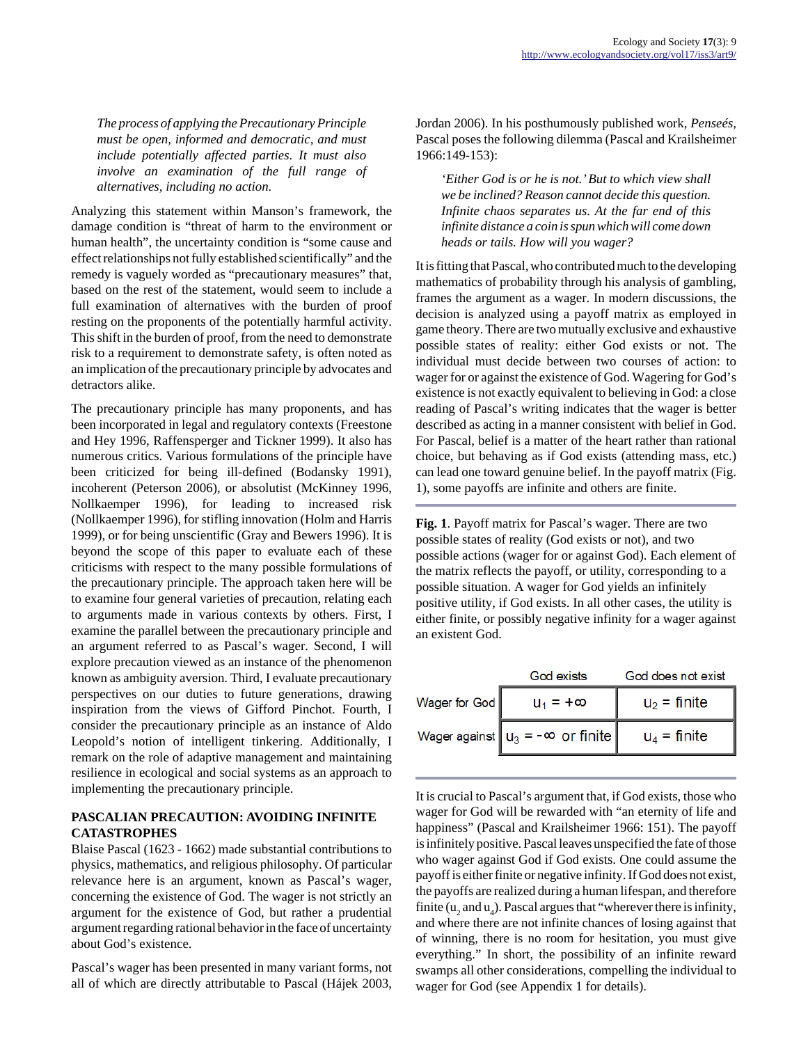*The process of applying the Precautionary Principle must be open, informed and democratic, and must include potentially affected parties. It must also involve an examination of the full range of alternatives, including no action.*

Analyzing this statement within Manson's framework, the damage condition is "threat of harm to the environment or human health", the uncertainty condition is "some cause and effect relationships not fully established scientifically" and the remedy is vaguely worded as "precautionary measures" that, based on the rest of the statement, would seem to include a full examination of alternatives with the burden of proof resting on the proponents of the potentially harmful activity. This shift in the burden of proof, from the need to demonstrate risk to a requirement to demonstrate safety, is often noted as an implication of the precautionary principle by advocates and detractors alike.

The precautionary principle has many proponents, and has been incorporated in legal and regulatory contexts (Freestone and Hey 1996, Raffensperger and Tickner 1999). It also has numerous critics. Various formulations of the principle have been criticized for being ill-defined (Bodansky 1991), incoherent (Peterson 2006), or absolutist (McKinney 1996, Nollkaemper 1996), for leading to increased risk (Nollkaemper 1996), for stifling innovation (Holm and Harris 1999), or for being unscientific (Gray and Bewers 1996). It is beyond the scope of this paper to evaluate each of these criticisms with respect to the many possible formulations of the precautionary principle. The approach taken here will be to examine four general varieties of precaution, relating each to arguments made in various contexts by others. First, I examine the parallel between the precautionary principle and an argument referred to as Pascal's wager. Second, I will explore precaution viewed as an instance of the phenomenon known as ambiguity aversion. Third, I evaluate precautionary perspectives on our duties to future generations, drawing inspiration from the views of Gifford Pinchot. Fourth, I consider the precautionary principle as an instance of Aldo Leopold's notion of intelligent tinkering. Additionally, I remark on the role of adaptive management and maintaining resilience in ecological and social systems as an approach to implementing the precautionary principle.

## PASCALIAN PRECAUTION: AVOIDING INFINITE CATASTROPHES

Blaise Pascal (1623 - 1662) made substantial contributions to physics, mathematics, and religious philosophy. Of particular relevance here is an argument, known as Pascal's wager, concerning the existence of God. The wager is not strictly an argument for the existence of God, but rather a prudential argument regarding rational behavior in the face of uncertainty about God's existence.

Pascal's wager has been presented in many variant forms, not all of which are directly attributable to Pascal (Hájek 2003, Jordan 2006). In his posthumously published work, *Penseés*, Pascal poses the following dilemma (Pascal and Krailsheimer 1966:149-153):

*'Either God is or he is not.' But to which view shall we be inclined? Reason cannot decide this question. Infinite chaos separates us. At the far end of this infinite distance a coin is spun which will come down heads or tails. How will you wager?*

It is fitting that Pascal, who contributed much to the developing mathematics of probability through his analysis of gambling, frames the argument as a wager. In modern discussions, the decision is analyzed using a payoff matrix as employed in game theory. There are two mutually exclusive and exhaustive possible states of reality: either God exists or not. The individual must decide between two courses of action: to wager for or against the existence of God. Wagering for God's existence is not exactly equivalent to believing in God: a close reading of Pascal's writing indicates that the wager is better described as acting in a manner consistent with belief in God. For Pascal, belief is a matter of the heart rather than rational choice, but behaving as if God exists (attending mass, etc.) can lead one toward genuine belief. In the payoff matrix (Fig. 1), some payoffs are infinite and others are finite.

**Fig. 1**. Payoff matrix for Pascal's wager. There are two possible states of reality (God exists or not), and two possible actions (wager for or against God). Each element of the matrix reflects the payoff, or utility, corresponding to a possible situation. A wager for God yields an infinitely positive utility, if God exists. In all other cases, the utility is either finite, or possibly negative infinity for a wager against an existent God.

| | God exists | God does not exist |
|---|---|---|
| Wager for God | $u_1 = +\infty$ | $u_2$ = finite |
| Wager against | $u_3 = -\infty$ or finite | $u_4$ = finite |

It is crucial to Pascal's argument that, if God exists, those who wager for God will be rewarded with "an eternity of life and happiness" (Pascal and Krailsheimer 1966: 151). The payoff is infinitely positive. Pascal leaves unspecified the fate of those who wager against God if God exists. One could assume the payoff is either finite or negative infinity. If God does not exist, the payoffs are realized during a human lifespan, and therefore finite ($u_2$ and $u_4$). Pascal argues that "wherever there is infinity, and where there are not infinite chances of losing against that of winning, there is no room for hesitation, you must give everything." In short, the possibility of an infinite reward swamps all other considerations, compelling the individual to wager for God (see Appendix 1 for details).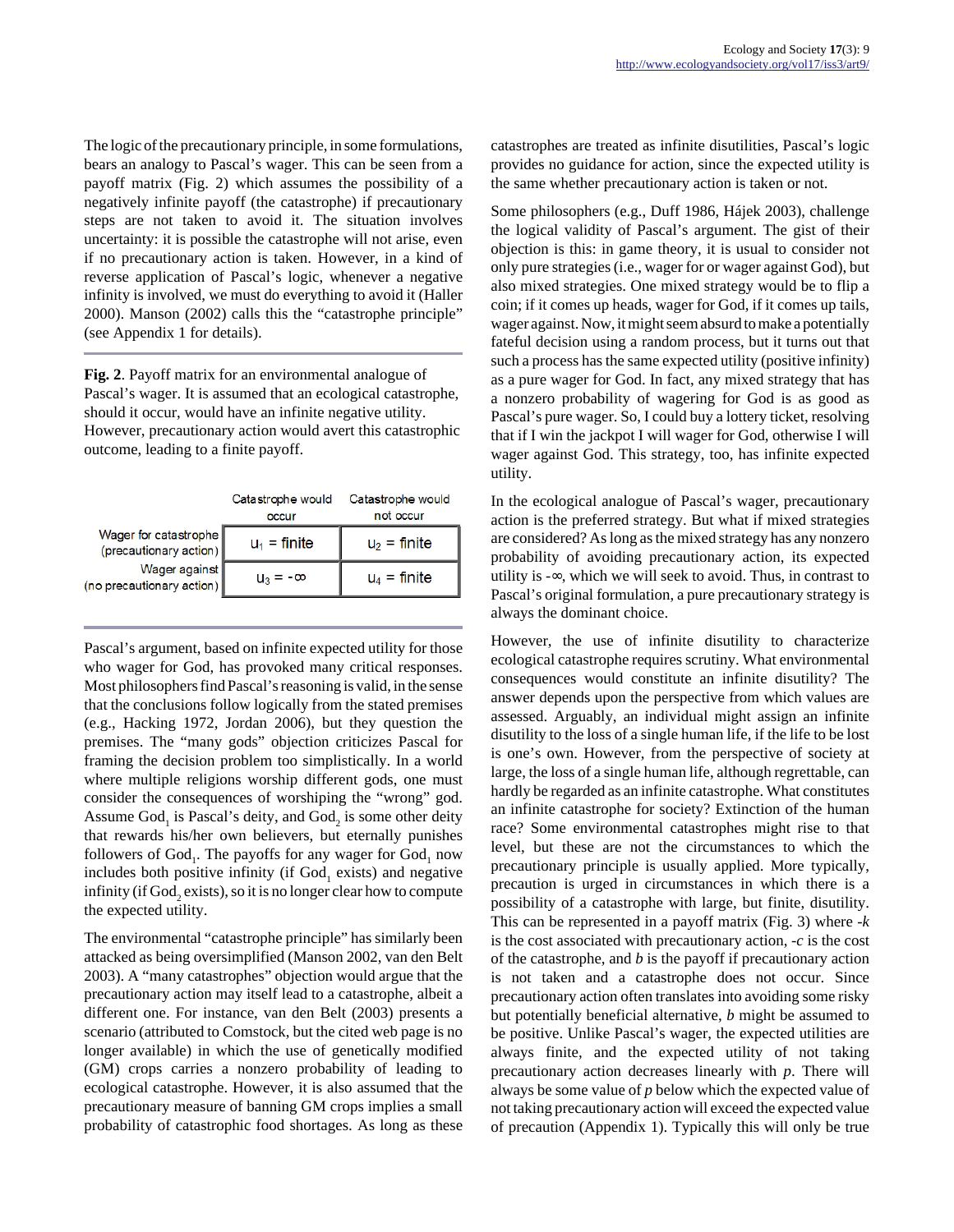The logic of the precautionary principle, in some formulations, bears an analogy to Pascal's wager. This can be seen from a payoff matrix (Fig. 2) which assumes the possibility of a negatively infinite payoff (the catastrophe) if precautionary steps are not taken to avoid it. The situation involves uncertainty: it is possible the catastrophe will not arise, even if no precautionary action is taken. However, in a kind of reverse application of Pascal's logic, whenever a negative infinity is involved, we must do everything to avoid it (Haller 2000). Manson (2002) calls this the "catastrophe principle" (see Appendix 1 for details).

**Fig. 2**. Payoff matrix for an environmental analogue of Pascal's wager. It is assumed that an ecological catastrophe, should it occur, would have an infinite negative utility. However, precautionary action would avert this catastrophic outcome, leading to a finite payoff.

| | Catastrophe would occur | Catastrophe would not occur |
|---|---|---|
| Wager for catastrophe (precautionary action) | $u_1$ = finite | $u_2$ = finite |
| Wager against (no precautionary action) | $u_3 = -\infty$ | $u_4$ = finite |

Pascal's argument, based on infinite expected utility for those who wager for God, has provoked many critical responses. Most philosophers find Pascal's reasoning is valid, in the sense that the conclusions follow logically from the stated premises (e.g., Hacking 1972, Jordan 2006), but they question the premises. The "many gods" objection criticizes Pascal for framing the decision problem too simplistically. In a world where multiple religions worship different gods, one must consider the consequences of worshiping the "wrong" god. Assume $God_1$ is Pascal's deity, and $God_2$ is some other deity that rewards his/her own believers, but eternally punishes followers of $God_1$. The payoffs for any wager for $God_1$ now includes both positive infinity (if $God_1$ exists) and negative infinity (if $God_2$ exists), so it is no longer clear how to compute the expected utility.

The environmental "catastrophe principle" has similarly been attacked as being oversimplified (Manson 2002, van den Belt 2003). A "many catastrophes" objection would argue that the precautionary action may itself lead to a catastrophe, albeit a different one. For instance, van den Belt (2003) presents a scenario (attributed to Comstock, but the cited web page is no longer available) in which the use of genetically modified (GM) crops carries a nonzero probability of leading to ecological catastrophe. However, it is also assumed that the precautionary measure of banning GM crops implies a small probability of catastrophic food shortages. As long as these catastrophes are treated as infinite disutilities, Pascal's logic provides no guidance for action, since the expected utility is the same whether precautionary action is taken or not.

Some philosophers (e.g., Duff 1986, Hájek 2003), challenge the logical validity of Pascal's argument. The gist of their objection is this: in game theory, it is usual to consider not only pure strategies (i.e., wager for or wager against God), but also mixed strategies. One mixed strategy would be to flip a coin; if it comes up heads, wager for God, if it comes up tails, wager against. Now, it might seem absurd to make a potentially fateful decision using a random process, but it turns out that such a process has the same expected utility (positive infinity) as a pure wager for God. In fact, any mixed strategy that has a nonzero probability of wagering for God is as good as Pascal's pure wager. So, I could buy a lottery ticket, resolving that if I win the jackpot I will wager for God, otherwise I will wager against God. This strategy, too, has infinite expected utility.

In the ecological analogue of Pascal's wager, precautionary action is the preferred strategy. But what if mixed strategies are considered? As long as the mixed strategy has any nonzero probability of avoiding precautionary action, its expected utility is $-\infty$, which we will seek to avoid. Thus, in contrast to Pascal's original formulation, a pure precautionary strategy is always the dominant choice.

However, the use of infinite disutility to characterize ecological catastrophe requires scrutiny. What environmental consequences would constitute an infinite disutility? The answer depends upon the perspective from which values are assessed. Arguably, an individual might assign an infinite disutility to the loss of a single human life, if the life to be lost is one's own. However, from the perspective of society at large, the loss of a single human life, although regrettable, can hardly be regarded as an infinite catastrophe. What constitutes an infinite catastrophe for society? Extinction of the human race? Some environmental catastrophes might rise to that level, but these are not the circumstances to which the precautionary principle is usually applied. More typically, precaution is urged in circumstances in which there is a possibility of a catastrophe with large, but finite, disutility. This can be represented in a payoff matrix (Fig. 3) where $-k$ is the cost associated with precautionary action, $-c$ is the cost of the catastrophe, and $b$ is the payoff if precautionary action is not taken and a catastrophe does not occur. Since precautionary action often translates into avoiding some risky but potentially beneficial alternative, $b$ might be assumed to be positive. Unlike Pascal's wager, the expected utilities are always finite, and the expected utility of not taking precautionary action decreases linearly with $p$. There will always be some value of $p$ below which the expected value of not taking precautionary action will exceed the expected value of precaution (Appendix 1). Typically this will only be true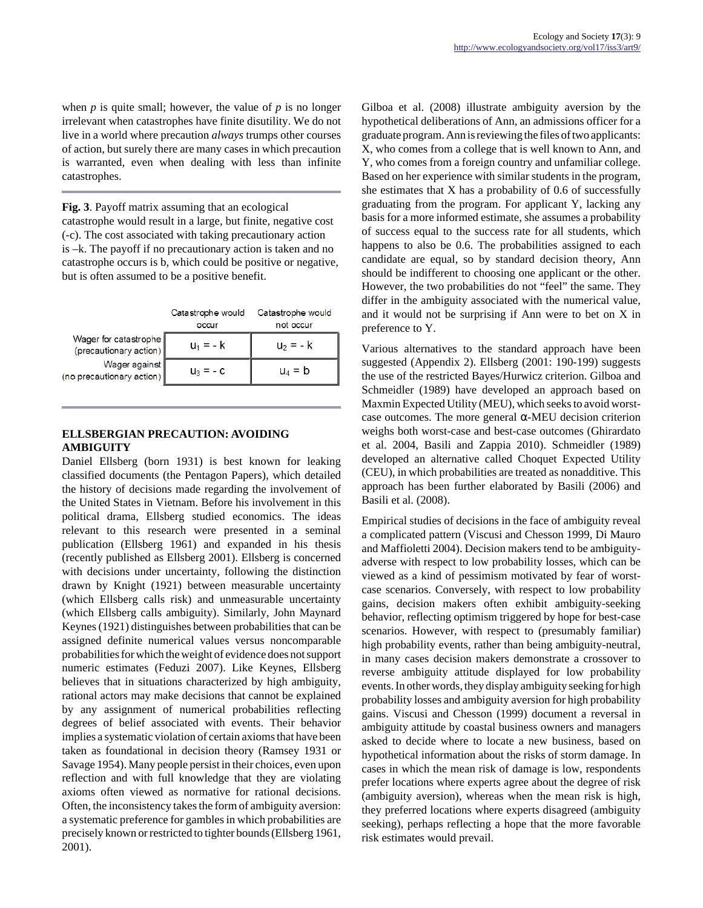when $p$ is quite small; however, the value of $p$ is no longer irrelevant when catastrophes have finite disutility. We do not live in a world where precaution *always* trumps other courses of action, but surely there are many cases in which precaution is warranted, even when dealing with less than infinite catastrophes.

**Fig. 3**. Payoff matrix assuming that an ecological catastrophe would result in a large, but finite, negative cost (-c). The cost associated with taking precautionary action is –k. The payoff if no precautionary action is taken and no catastrophe occurs is b, which could be positive or negative, but is often assumed to be a positive benefit.

| | Catastrophe would occur | Catastrophe would not occur |
|---|---|---|
| Wager for catastrophe (precautionary action) | $u_1 = -k$ | $u_2 = -k$ |
| Wager against (no precautionary action) | $u_3 = -c$ | $u_4 = b$ |

## ELLSBERGIAN PRECAUTION: AVOIDING AMBIGUITY

Daniel Ellsberg (born 1931) is best known for leaking classified documents (the Pentagon Papers), which detailed the history of decisions made regarding the involvement of the United States in Vietnam. Before his involvement in this political drama, Ellsberg studied economics. The ideas relevant to this research were presented in a seminal publication (Ellsberg 1961) and expanded in his thesis (recently published as Ellsberg 2001). Ellsberg is concerned with decisions under uncertainty, following the distinction drawn by Knight (1921) between measurable uncertainty (which Ellsberg calls risk) and unmeasurable uncertainty (which Ellsberg calls ambiguity). Similarly, John Maynard Keynes (1921) distinguishes between probabilities that can be assigned definite numerical values versus noncomparable probabilities for which the weight of evidence does not support numeric estimates (Feduzi 2007). Like Keynes, Ellsberg believes that in situations characterized by high ambiguity, rational actors may make decisions that cannot be explained by any assignment of numerical probabilities reflecting degrees of belief associated with events. Their behavior implies a systematic violation of certain axioms that have been taken as foundational in decision theory (Ramsey 1931 or Savage 1954). Many people persist in their choices, even upon reflection and with full knowledge that they are violating axioms often viewed as normative for rational decisions. Often, the inconsistency takes the form of ambiguity aversion: a systematic preference for gambles in which probabilities are precisely known or restricted to tighter bounds (Ellsberg 1961, 2001).

Gilboa et al. (2008) illustrate ambiguity aversion by the hypothetical deliberations of Ann, an admissions officer for a graduate program. Ann is reviewing the files of two applicants: X, who comes from a college that is well known to Ann, and Y, who comes from a foreign country and unfamiliar college. Based on her experience with similar students in the program, she estimates that X has a probability of 0.6 of successfully graduating from the program. For applicant Y, lacking any basis for a more informed estimate, she assumes a probability of success equal to the success rate for all students, which happens to also be 0.6. The probabilities assigned to each candidate are equal, so by standard decision theory, Ann should be indifferent to choosing one applicant or the other. However, the two probabilities do not "feel" the same. They differ in the ambiguity associated with the numerical value, and it would not be surprising if Ann were to bet on X in preference to Y.

Various alternatives to the standard approach have been suggested (Appendix 2). Ellsberg (2001: 190-199) suggests the use of the restricted Bayes/Hurwicz criterion. Gilboa and Schmeidler (1989) have developed an approach based on Maxmin Expected Utility (MEU), which seeks to avoid worst-case outcomes. The more general α-MEU decision criterion weighs both worst-case and best-case outcomes (Ghirardato et al. 2004, Basili and Zappia 2010). Schmeidler (1989) developed an alternative called Choquet Expected Utility (CEU), in which probabilities are treated as nonadditive. This approach has been further elaborated by Basili (2006) and Basili et al. (2008).

Empirical studies of decisions in the face of ambiguity reveal a complicated pattern (Viscusi and Chesson 1999, Di Mauro and Maffioletti 2004). Decision makers tend to be ambiguity-adverse with respect to low probability losses, which can be viewed as a kind of pessimism motivated by fear of worst-case scenarios. Conversely, with respect to low probability gains, decision makers often exhibit ambiguity-seeking behavior, reflecting optimism triggered by hope for best-case scenarios. However, with respect to (presumably familiar) high probability events, rather than being ambiguity-neutral, in many cases decision makers demonstrate a crossover to reverse ambiguity attitude displayed for low probability events. In other words, they display ambiguity seeking for high probability losses and ambiguity aversion for high probability gains. Viscusi and Chesson (1999) document a reversal in ambiguity attitude by coastal business owners and managers asked to decide where to locate a new business, based on hypothetical information about the risks of storm damage. In cases in which the mean risk of damage is low, respondents prefer locations where experts agree about the degree of risk (ambiguity aversion), whereas when the mean risk is high, they preferred locations where experts disagreed (ambiguity seeking), perhaps reflecting a hope that the more favorable risk estimates would prevail.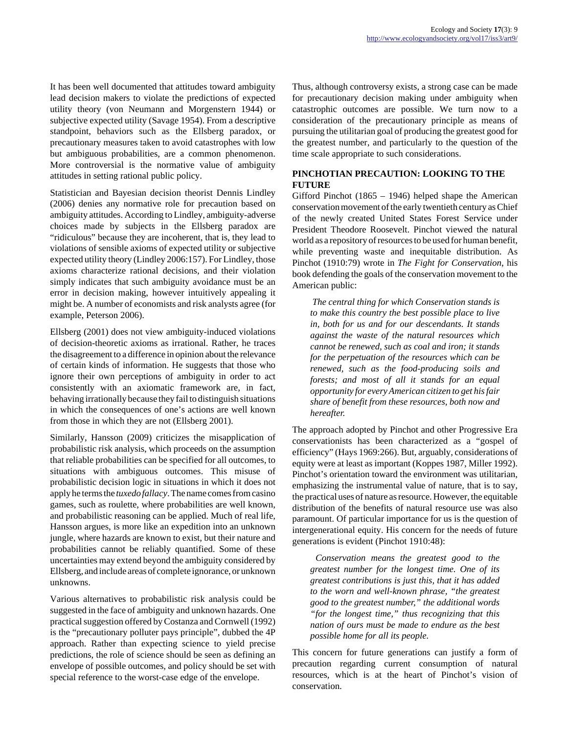It has been well documented that attitudes toward ambiguity lead decision makers to violate the predictions of expected utility theory (von Neumann and Morgenstern 1944) or subjective expected utility (Savage 1954). From a descriptive standpoint, behaviors such as the Ellsberg paradox, or precautionary measures taken to avoid catastrophes with low but ambiguous probabilities, are a common phenomenon. More controversial is the normative value of ambiguity attitudes in setting rational public policy.

Statistician and Bayesian decision theorist Dennis Lindley (2006) denies any normative role for precaution based on ambiguity attitudes. According to Lindley, ambiguity-adverse choices made by subjects in the Ellsberg paradox are "ridiculous" because they are incoherent, that is, they lead to violations of sensible axioms of expected utility or subjective expected utility theory (Lindley 2006:157). For Lindley, those axioms characterize rational decisions, and their violation simply indicates that such ambiguity avoidance must be an error in decision making, however intuitively appealing it might be. A number of economists and risk analysts agree (for example, Peterson 2006).

Ellsberg (2001) does not view ambiguity-induced violations of decision-theoretic axioms as irrational. Rather, he traces the disagreement to a difference in opinion about the relevance of certain kinds of information. He suggests that those who ignore their own perceptions of ambiguity in order to act consistently with an axiomatic framework are, in fact, behaving irrationally because they fail to distinguish situations in which the consequences of one's actions are well known from those in which they are not (Ellsberg 2001).

Similarly, Hansson (2009) criticizes the misapplication of probabilistic risk analysis, which proceeds on the assumption that reliable probabilities can be specified for all outcomes, to situations with ambiguous outcomes. This misuse of probabilistic decision logic in situations in which it does not apply he terms the *tuxedo fallacy*. The name comes from casino games, such as roulette, where probabilities are well known, and probabilistic reasoning can be applied. Much of real life, Hansson argues, is more like an expedition into an unknown jungle, where hazards are known to exist, but their nature and probabilities cannot be reliably quantified. Some of these uncertainties may extend beyond the ambiguity considered by Ellsberg, and include areas of complete ignorance, or unknown unknowns.

Various alternatives to probabilistic risk analysis could be suggested in the face of ambiguity and unknown hazards. One practical suggestion offered by Costanza and Cornwell (1992) is the "precautionary polluter pays principle", dubbed the 4P approach. Rather than expecting science to yield precise predictions, the role of science should be seen as defining an envelope of possible outcomes, and policy should be set with special reference to the worst-case edge of the envelope.

Thus, although controversy exists, a strong case can be made for precautionary decision making under ambiguity when catastrophic outcomes are possible. We turn now to a consideration of the precautionary principle as means of pursuing the utilitarian goal of producing the greatest good for the greatest number, and particularly to the question of the time scale appropriate to such considerations.

## PINCHOTIAN PRECAUTION: LOOKING TO THE FUTURE

Gifford Pinchot (1865 – 1946) helped shape the American conservation movement of the early twentieth century as Chief of the newly created United States Forest Service under President Theodore Roosevelt. Pinchot viewed the natural world as a repository of resources to be used for human benefit, while preventing waste and inequitable distribution. As Pinchot (1910:79) wrote in *The Fight for Conservation*, his book defending the goals of the conservation movement to the American public:

> *The central thing for which Conservation stands is to make this country the best possible place to live in, both for us and for our descendants. It stands against the waste of the natural resources which cannot be renewed, such as coal and iron; it stands for the perpetuation of the resources which can be renewed, such as the food-producing soils and forests; and most of all it stands for an equal opportunity for every American citizen to get his fair share of benefit from these resources, both now and hereafter.*

The approach adopted by Pinchot and other Progressive Era conservationists has been characterized as a "gospel of efficiency" (Hays 1969:266). But, arguably, considerations of equity were at least as important (Koppes 1987, Miller 1992). Pinchot's orientation toward the environment was utilitarian, emphasizing the instrumental value of nature, that is to say, the practical uses of nature as resource. However, the equitable distribution of the benefits of natural resource use was also paramount. Of particular importance for us is the question of intergenerational equity. His concern for the needs of future generations is evident (Pinchot 1910:48):

> *Conservation means the greatest good to the greatest number for the longest time. One of its greatest contributions is just this, that it has added to the worn and well-known phrase, "the greatest good to the greatest number," the additional words "for the longest time," thus recognizing that this nation of ours must be made to endure as the best possible home for all its people.*

This concern for future generations can justify a form of precaution regarding current consumption of natural resources, which is at the heart of Pinchot's vision of conservation.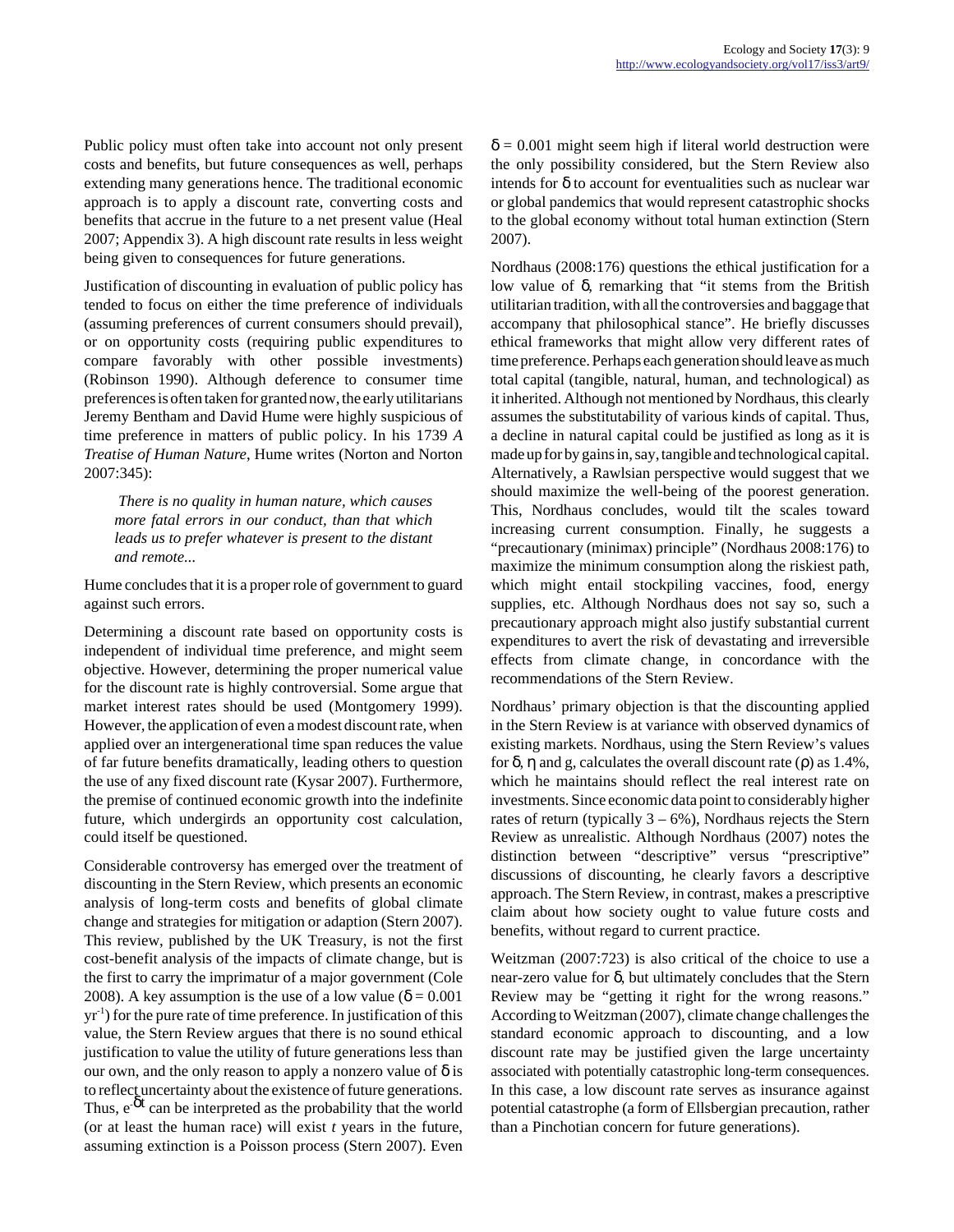Public policy must often take into account not only present costs and benefits, but future consequences as well, perhaps extending many generations hence. The traditional economic approach is to apply a discount rate, converting costs and benefits that accrue in the future to a net present value (Heal 2007; Appendix 3). A high discount rate results in less weight being given to consequences for future generations.

Justification of discounting in evaluation of public policy has tended to focus on either the time preference of individuals (assuming preferences of current consumers should prevail), or on opportunity costs (requiring public expenditures to compare favorably with other possible investments) (Robinson 1990). Although deference to consumer time preferences is often taken for granted now, the early utilitarians Jeremy Bentham and David Hume were highly suspicious of time preference in matters of public policy. In his 1739 *A Treatise of Human Nature*, Hume writes (Norton and Norton 2007:345):

> *There is no quality in human nature, which causes more fatal errors in our conduct, than that which leads us to prefer whatever is present to the distant and remote...*

Hume concludes that it is a proper role of government to guard against such errors.

Determining a discount rate based on opportunity costs is independent of individual time preference, and might seem objective. However, determining the proper numerical value for the discount rate is highly controversial. Some argue that market interest rates should be used (Montgomery 1999). However, the application of even a modest discount rate, when applied over an intergenerational time span reduces the value of far future benefits dramatically, leading others to question the use of any fixed discount rate (Kysar 2007). Furthermore, the premise of continued economic growth into the indefinite future, which undergirds an opportunity cost calculation, could itself be questioned.

Considerable controversy has emerged over the treatment of discounting in the Stern Review, which presents an economic analysis of long-term costs and benefits of global climate change and strategies for mitigation or adaption (Stern 2007). This review, published by the UK Treasury, is not the first cost-benefit analysis of the impacts of climate change, but is the first to carry the imprimatur of a major government (Cole 2008). A key assumption is the use of a low value ($\delta = 0.001$ $yr^{-1}$) for the pure rate of time preference. In justification of this value, the Stern Review argues that there is no sound ethical justification to value the utility of future generations less than our own, and the only reason to apply a nonzero value of $\delta$ is to reflect uncertainty about the existence of future generations. Thus, $e^{-\delta t}$ can be interpreted as the probability that the world (or at least the human race) will exist $t$ years in the future, assuming extinction is a Poisson process (Stern 2007). Even $\delta = 0.001$ might seem high if literal world destruction were the only possibility considered, but the Stern Review also intends for $\delta$ to account for eventualities such as nuclear war or global pandemics that would represent catastrophic shocks to the global economy without total human extinction (Stern 2007).

Nordhaus (2008:176) questions the ethical justification for a low value of $\delta$, remarking that "it stems from the British utilitarian tradition, with all the controversies and baggage that accompany that philosophical stance". He briefly discusses ethical frameworks that might allow very different rates of time preference. Perhaps each generation should leave as much total capital (tangible, natural, human, and technological) as it inherited. Although not mentioned by Nordhaus, this clearly assumes the substitutability of various kinds of capital. Thus, a decline in natural capital could be justified as long as it is made up for by gains in, say, tangible and technological capital. Alternatively, a Rawlsian perspective would suggest that we should maximize the well-being of the poorest generation. This, Nordhaus concludes, would tilt the scales toward increasing current consumption. Finally, he suggests a "precautionary (minimax) principle" (Nordhaus 2008:176) to maximize the minimum consumption along the riskiest path, which might entail stockpiling vaccines, food, energy supplies, etc. Although Nordhaus does not say so, such a precautionary approach might also justify substantial current expenditures to avert the risk of devastating and irreversible effects from climate change, in concordance with the recommendations of the Stern Review.

Nordhaus' primary objection is that the discounting applied in the Stern Review is at variance with observed dynamics of existing markets. Nordhaus, using the Stern Review's values for $\delta$, $\eta$ and g, calculates the overall discount rate ($\rho$) as 1.4%, which he maintains should reflect the real interest rate on investments. Since economic data point to considerably higher rates of return (typically 3 – 6%), Nordhaus rejects the Stern Review as unrealistic. Although Nordhaus (2007) notes the distinction between "descriptive" versus "prescriptive" discussions of discounting, he clearly favors a descriptive approach. The Stern Review, in contrast, makes a prescriptive claim about how society ought to value future costs and benefits, without regard to current practice.

Weitzman (2007:723) is also critical of the choice to use a near-zero value for $\delta$, but ultimately concludes that the Stern Review may be "getting it right for the wrong reasons." According to Weitzman (2007), climate change challenges the standard economic approach to discounting, and a low discount rate may be justified given the large uncertainty associated with potentially catastrophic long-term consequences. In this case, a low discount rate serves as insurance against potential catastrophe (a form of Ellsbergian precaution, rather than a Pinchotian concern for future generations).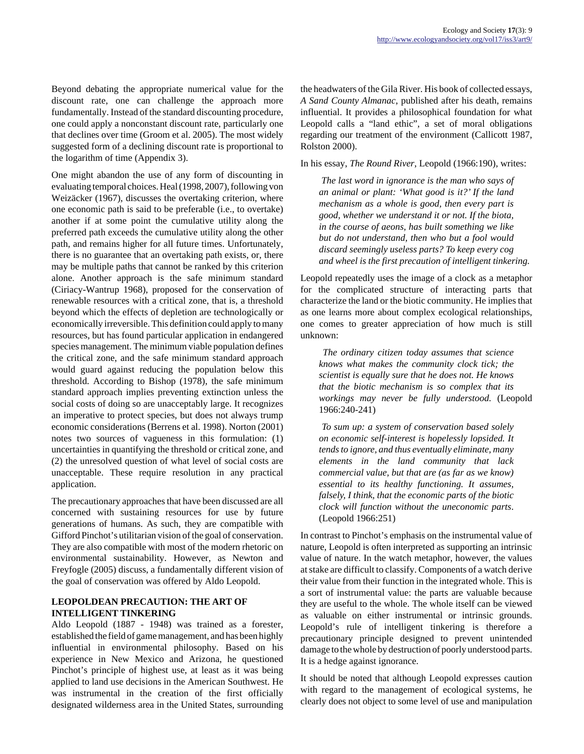Beyond debating the appropriate numerical value for the discount rate, one can challenge the approach more fundamentally. Instead of the standard discounting procedure, one could apply a nonconstant discount rate, particularly one that declines over time (Groom et al. 2005). The most widely suggested form of a declining discount rate is proportional to the logarithm of time (Appendix 3).

One might abandon the use of any form of discounting in evaluating temporal choices. Heal (1998, 2007), following von Weizäcker (1967), discusses the overtaking criterion, where one economic path is said to be preferable (i.e., to overtake) another if at some point the cumulative utility along the preferred path exceeds the cumulative utility along the other path, and remains higher for all future times. Unfortunately, there is no guarantee that an overtaking path exists, or, there may be multiple paths that cannot be ranked by this criterion alone. Another approach is the safe minimum standard (Ciriacy-Wantrup 1968), proposed for the conservation of renewable resources with a critical zone, that is, a threshold beyond which the effects of depletion are technologically or economically irreversible. This definition could apply to many resources, but has found particular application in endangered species management. The minimum viable population defines the critical zone, and the safe minimum standard approach would guard against reducing the population below this threshold. According to Bishop (1978), the safe minimum standard approach implies preventing extinction unless the social costs of doing so are unacceptably large. It recognizes an imperative to protect species, but does not always trump economic considerations (Berrens et al. 1998). Norton (2001) notes two sources of vagueness in this formulation: (1) uncertainties in quantifying the threshold or critical zone, and (2) the unresolved question of what level of social costs are unacceptable. These require resolution in any practical application.

The precautionary approaches that have been discussed are all concerned with sustaining resources for use by future generations of humans. As such, they are compatible with Gifford Pinchot's utilitarian vision of the goal of conservation. They are also compatible with most of the modern rhetoric on environmental sustainability. However, as Newton and Freyfogle (2005) discuss, a fundamentally different vision of the goal of conservation was offered by Aldo Leopold.

## LEOPOLDEAN PRECAUTION: THE ART OF INTELLIGENT TINKERING

Aldo Leopold (1887 - 1948) was trained as a forester, established the field of game management, and has been highly influential in environmental philosophy. Based on his experience in New Mexico and Arizona, he questioned Pinchot's principle of highest use, at least as it was being applied to land use decisions in the American Southwest. He was instrumental in the creation of the first officially designated wilderness area in the United States, surrounding the headwaters of the Gila River. His book of collected essays, *A Sand County Almanac*, published after his death, remains influential. It provides a philosophical foundation for what Leopold calls a "land ethic", a set of moral obligations regarding our treatment of the environment (Callicott 1987, Rolston 2000).

In his essay, *The Round River*, Leopold (1966:190), writes:

> *The last word in ignorance is the man who says of an animal or plant: 'What good is it?' If the land mechanism as a whole is good, then every part is good, whether we understand it or not. If the biota, in the course of aeons, has built something we like but do not understand, then who but a fool would discard seemingly useless parts? To keep every cog and wheel is the first precaution of intelligent tinkering.*

Leopold repeatedly uses the image of a clock as a metaphor for the complicated structure of interacting parts that characterize the land or the biotic community. He implies that as one learns more about complex ecological relationships, one comes to greater appreciation of how much is still unknown:

> *The ordinary citizen today assumes that science knows what makes the community clock tick; the scientist is equally sure that he does not. He knows that the biotic mechanism is so complex that its workings may never be fully understood.* (Leopold 1966:240-241)

> *To sum up: a system of conservation based solely on economic self-interest is hopelessly lopsided. It tends to ignore, and thus eventually eliminate, many elements in the land community that lack commercial value, but that are (as far as we know) essential to its healthy functioning. It assumes, falsely, I think, that the economic parts of the biotic clock will function without the uneconomic parts*. (Leopold 1966:251)

In contrast to Pinchot's emphasis on the instrumental value of nature, Leopold is often interpreted as supporting an intrinsic value of nature. In the watch metaphor, however, the values at stake are difficult to classify. Components of a watch derive their value from their function in the integrated whole. This is a sort of instrumental value: the parts are valuable because they are useful to the whole. The whole itself can be viewed as valuable on either instrumental or intrinsic grounds. Leopold's rule of intelligent tinkering is therefore a precautionary principle designed to prevent unintended damage to the whole by destruction of poorly understood parts. It is a hedge against ignorance.

It should be noted that although Leopold expresses caution with regard to the management of ecological systems, he clearly does not object to some level of use and manipulation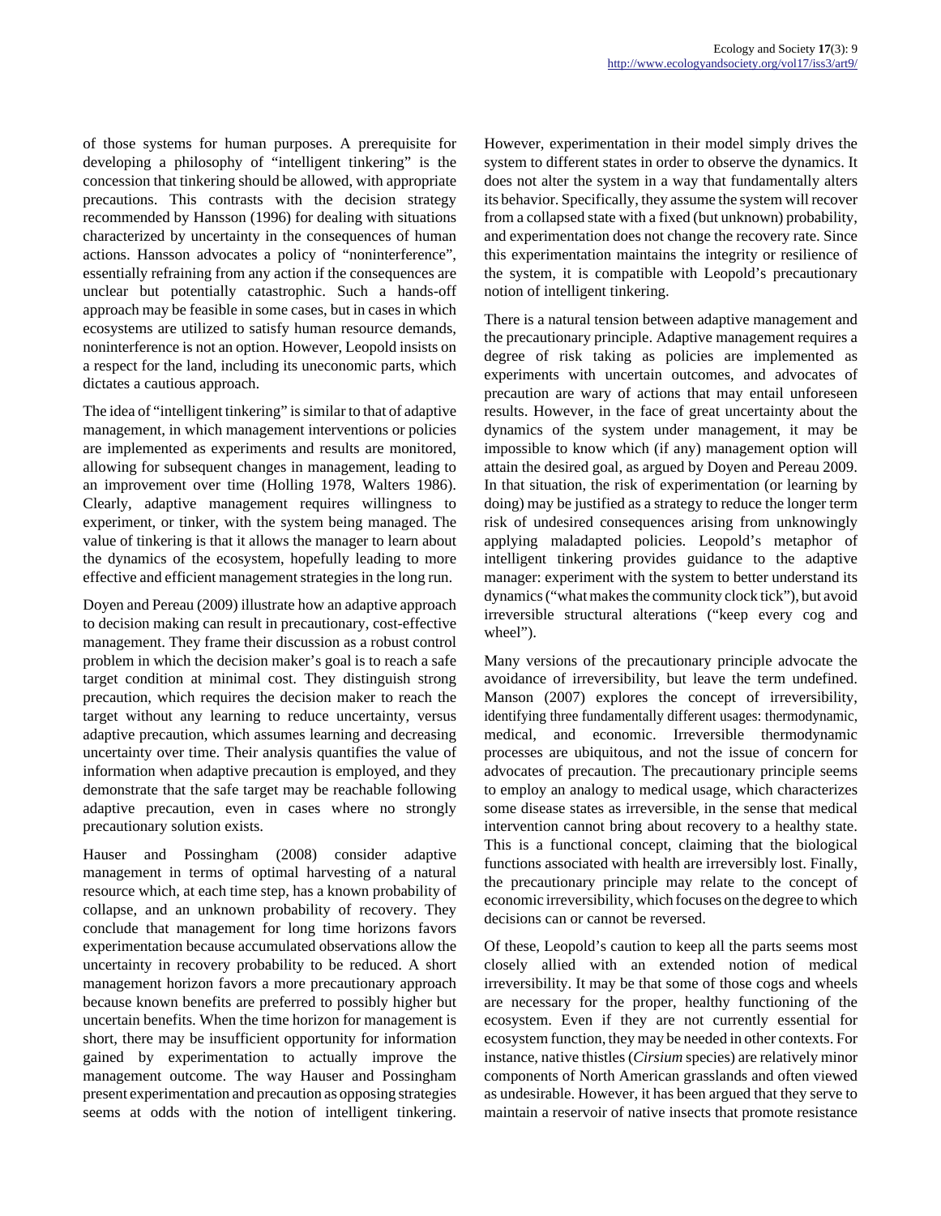of those systems for human purposes. A prerequisite for developing a philosophy of "intelligent tinkering" is the concession that tinkering should be allowed, with appropriate precautions. This contrasts with the decision strategy recommended by Hansson (1996) for dealing with situations characterized by uncertainty in the consequences of human actions. Hansson advocates a policy of "noninterference", essentially refraining from any action if the consequences are unclear but potentially catastrophic. Such a hands-off approach may be feasible in some cases, but in cases in which ecosystems are utilized to satisfy human resource demands, noninterference is not an option. However, Leopold insists on a respect for the land, including its uneconomic parts, which dictates a cautious approach.

The idea of "intelligent tinkering" is similar to that of adaptive management, in which management interventions or policies are implemented as experiments and results are monitored, allowing for subsequent changes in management, leading to an improvement over time (Holling 1978, Walters 1986). Clearly, adaptive management requires willingness to experiment, or tinker, with the system being managed. The value of tinkering is that it allows the manager to learn about the dynamics of the ecosystem, hopefully leading to more effective and efficient management strategies in the long run.

Doyen and Pereau (2009) illustrate how an adaptive approach to decision making can result in precautionary, cost-effective management. They frame their discussion as a robust control problem in which the decision maker's goal is to reach a safe target condition at minimal cost. They distinguish strong precaution, which requires the decision maker to reach the target without any learning to reduce uncertainty, versus adaptive precaution, which assumes learning and decreasing uncertainty over time. Their analysis quantifies the value of information when adaptive precaution is employed, and they demonstrate that the safe target may be reachable following adaptive precaution, even in cases where no strongly precautionary solution exists.

Hauser and Possingham (2008) consider adaptive management in terms of optimal harvesting of a natural resource which, at each time step, has a known probability of collapse, and an unknown probability of recovery. They conclude that management for long time horizons favors experimentation because accumulated observations allow the uncertainty in recovery probability to be reduced. A short management horizon favors a more precautionary approach because known benefits are preferred to possibly higher but uncertain benefits. When the time horizon for management is short, there may be insufficient opportunity for information gained by experimentation to actually improve the management outcome. The way Hauser and Possingham present experimentation and precaution as opposing strategies seems at odds with the notion of intelligent tinkering. However, experimentation in their model simply drives the system to different states in order to observe the dynamics. It does not alter the system in a way that fundamentally alters its behavior. Specifically, they assume the system will recover from a collapsed state with a fixed (but unknown) probability, and experimentation does not change the recovery rate. Since this experimentation maintains the integrity or resilience of the system, it is compatible with Leopold's precautionary notion of intelligent tinkering.

There is a natural tension between adaptive management and the precautionary principle. Adaptive management requires a degree of risk taking as policies are implemented as experiments with uncertain outcomes, and advocates of precaution are wary of actions that may entail unforeseen results. However, in the face of great uncertainty about the dynamics of the system under management, it may be impossible to know which (if any) management option will attain the desired goal, as argued by Doyen and Pereau 2009. In that situation, the risk of experimentation (or learning by doing) may be justified as a strategy to reduce the longer term risk of undesired consequences arising from unknowingly applying maladapted policies. Leopold's metaphor of intelligent tinkering provides guidance to the adaptive manager: experiment with the system to better understand its dynamics ("what makes the community clock tick"), but avoid irreversible structural alterations ("keep every cog and wheel").

Many versions of the precautionary principle advocate the avoidance of irreversibility, but leave the term undefined. Manson (2007) explores the concept of irreversibility, identifying three fundamentally different usages: thermodynamic, medical, and economic. Irreversible thermodynamic processes are ubiquitous, and not the issue of concern for advocates of precaution. The precautionary principle seems to employ an analogy to medical usage, which characterizes some disease states as irreversible, in the sense that medical intervention cannot bring about recovery to a healthy state. This is a functional concept, claiming that the biological functions associated with health are irreversibly lost. Finally, the precautionary principle may relate to the concept of economic irreversibility, which focuses on the degree to which decisions can or cannot be reversed.

Of these, Leopold's caution to keep all the parts seems most closely allied with an extended notion of medical irreversibility. It may be that some of those cogs and wheels are necessary for the proper, healthy functioning of the ecosystem. Even if they are not currently essential for ecosystem function, they may be needed in other contexts. For instance, native thistles (*Cirsium* species) are relatively minor components of North American grasslands and often viewed as undesirable. However, it has been argued that they serve to maintain a reservoir of native insects that promote resistance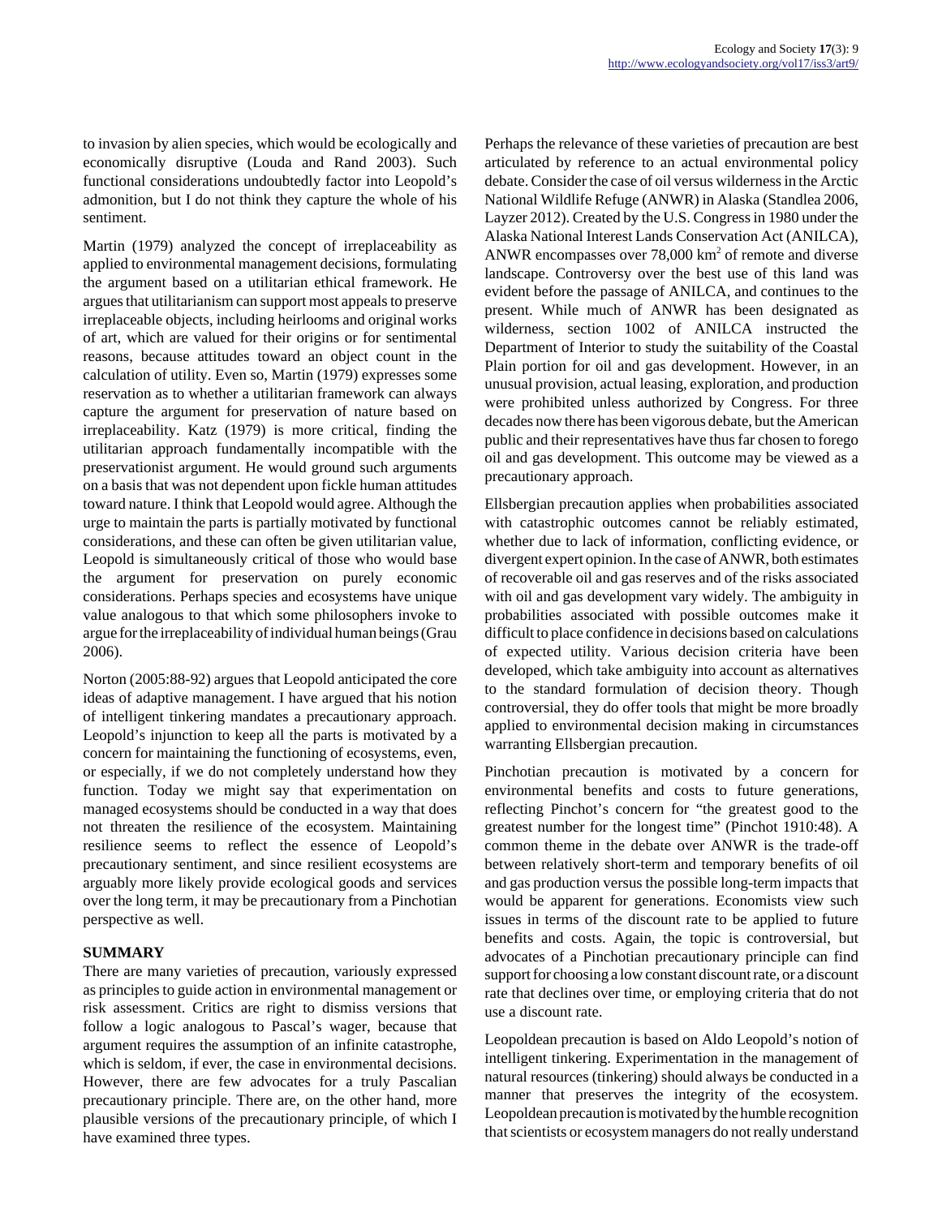to invasion by alien species, which would be ecologically and economically disruptive (Louda and Rand 2003). Such functional considerations undoubtedly factor into Leopold's admonition, but I do not think they capture the whole of his sentiment.

Martin (1979) analyzed the concept of irreplaceability as applied to environmental management decisions, formulating the argument based on a utilitarian ethical framework. He argues that utilitarianism can support most appeals to preserve irreplaceable objects, including heirlooms and original works of art, which are valued for their origins or for sentimental reasons, because attitudes toward an object count in the calculation of utility. Even so, Martin (1979) expresses some reservation as to whether a utilitarian framework can always capture the argument for preservation of nature based on irreplaceability. Katz (1979) is more critical, finding the utilitarian approach fundamentally incompatible with the preservationist argument. He would ground such arguments on a basis that was not dependent upon fickle human attitudes toward nature. I think that Leopold would agree. Although the urge to maintain the parts is partially motivated by functional considerations, and these can often be given utilitarian value, Leopold is simultaneously critical of those who would base the argument for preservation on purely economic considerations. Perhaps species and ecosystems have unique value analogous to that which some philosophers invoke to argue for the irreplaceability of individual human beings (Grau 2006).

Norton (2005:88-92) argues that Leopold anticipated the core ideas of adaptive management. I have argued that his notion of intelligent tinkering mandates a precautionary approach. Leopold's injunction to keep all the parts is motivated by a concern for maintaining the functioning of ecosystems, even, or especially, if we do not completely understand how they function. Today we might say that experimentation on managed ecosystems should be conducted in a way that does not threaten the resilience of the ecosystem. Maintaining resilience seems to reflect the essence of Leopold's precautionary sentiment, and since resilient ecosystems are arguably more likely provide ecological goods and services over the long term, it may be precautionary from a Pinchotian perspective as well.

## SUMMARY

There are many varieties of precaution, variously expressed as principles to guide action in environmental management or risk assessment. Critics are right to dismiss versions that follow a logic analogous to Pascal's wager, because that argument requires the assumption of an infinite catastrophe, which is seldom, if ever, the case in environmental decisions. However, there are few advocates for a truly Pascalian precautionary principle. There are, on the other hand, more plausible versions of the precautionary principle, of which I have examined three types.

Perhaps the relevance of these varieties of precaution are best articulated by reference to an actual environmental policy debate. Consider the case of oil versus wilderness in the Arctic National Wildlife Refuge (ANWR) in Alaska (Standlea 2006, Layzer 2012). Created by the U.S. Congress in 1980 under the Alaska National Interest Lands Conservation Act (ANILCA), ANWR encompasses over 78,000 km$^2$ of remote and diverse landscape. Controversy over the best use of this land was evident before the passage of ANILCA, and continues to the present. While much of ANWR has been designated as wilderness, section 1002 of ANILCA instructed the Department of Interior to study the suitability of the Coastal Plain portion for oil and gas development. However, in an unusual provision, actual leasing, exploration, and production were prohibited unless authorized by Congress. For three decades now there has been vigorous debate, but the American public and their representatives have thus far chosen to forego oil and gas development. This outcome may be viewed as a precautionary approach.

Ellsbergian precaution applies when probabilities associated with catastrophic outcomes cannot be reliably estimated, whether due to lack of information, conflicting evidence, or divergent expert opinion. In the case of ANWR, both estimates of recoverable oil and gas reserves and of the risks associated with oil and gas development vary widely. The ambiguity in probabilities associated with possible outcomes make it difficult to place confidence in decisions based on calculations of expected utility. Various decision criteria have been developed, which take ambiguity into account as alternatives to the standard formulation of decision theory. Though controversial, they do offer tools that might be more broadly applied to environmental decision making in circumstances warranting Ellsbergian precaution.

Pinchotian precaution is motivated by a concern for environmental benefits and costs to future generations, reflecting Pinchot's concern for "the greatest good to the greatest number for the longest time" (Pinchot 1910:48). A common theme in the debate over ANWR is the trade-off between relatively short-term and temporary benefits of oil and gas production versus the possible long-term impacts that would be apparent for generations. Economists view such issues in terms of the discount rate to be applied to future benefits and costs. Again, the topic is controversial, but advocates of a Pinchotian precautionary principle can find support for choosing a low constant discount rate, or a discount rate that declines over time, or employing criteria that do not use a discount rate.

Leopoldean precaution is based on Aldo Leopold's notion of intelligent tinkering. Experimentation in the management of natural resources (tinkering) should always be conducted in a manner that preserves the integrity of the ecosystem. Leopoldean precaution is motivated by the humble recognition that scientists or ecosystem managers do not really understand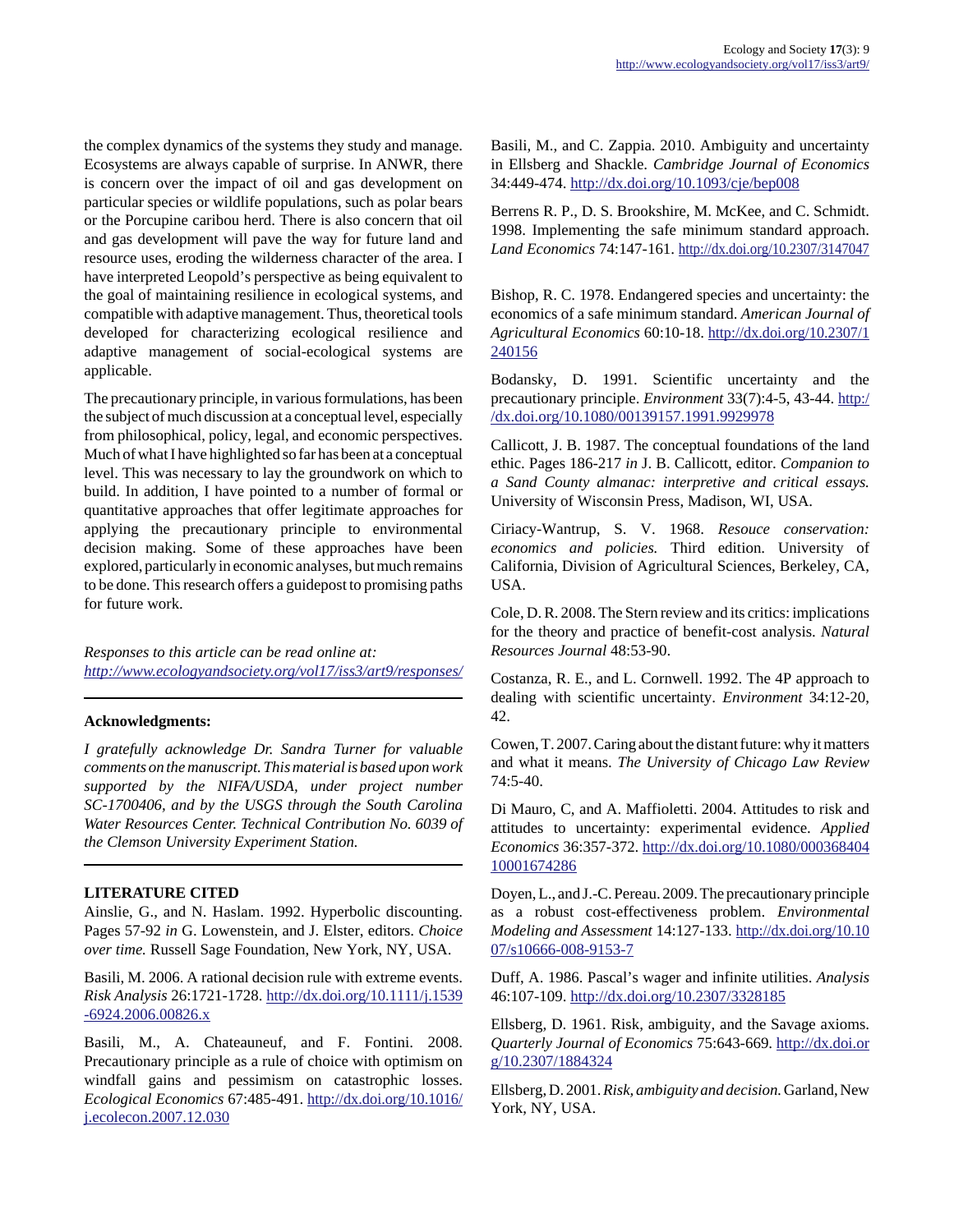the complex dynamics of the systems they study and manage. Ecosystems are always capable of surprise. In ANWR, there is concern over the impact of oil and gas development on particular species or wildlife populations, such as polar bears or the Porcupine caribou herd. There is also concern that oil and gas development will pave the way for future land and resource uses, eroding the wilderness character of the area. I have interpreted Leopold's perspective as being equivalent to the goal of maintaining resilience in ecological systems, and compatible with adaptive management. Thus, theoretical tools developed for characterizing ecological resilience and adaptive management of social-ecological systems are applicable.

The precautionary principle, in various formulations, has been the subject of much discussion at a conceptual level, especially from philosophical, policy, legal, and economic perspectives. Much of what I have highlighted so far has been at a conceptual level. This was necessary to lay the groundwork on which to build. In addition, I have pointed to a number of formal or quantitative approaches that offer legitimate approaches for applying the precautionary principle to environmental decision making. Some of these approaches have been explored, particularly in economic analyses, but much remains to be done. This research offers a guidepost to promising paths for future work.

*Responses to this article can be read online at:*
*http://www.ecologyandsociety.org/vol17/iss3/art9/responses/*

---

**Acknowledgments:**

*I gratefully acknowledge Dr. Sandra Turner for valuable comments on the manuscript. This material is based upon work supported by the NIFA/USDA, under project number SC-1700406, and by the USGS through the South Carolina Water Resources Center. Technical Contribution No. 6039 of the Clemson University Experiment Station.*

---

## LITERATURE CITED

Ainslie, G., and N. Haslam. 1992. Hyperbolic discounting. Pages 57-92 *in* G. Lowenstein, and J. Elster, editors. *Choice over time.* Russell Sage Foundation, New York, NY, USA.

Basili, M. 2006. A rational decision rule with extreme events. *Risk Analysis* 26:1721-1728. http://dx.doi.org/10.1111/j.1539-6924.2006.00826.x

Basili, M., A. Chateauneuf, and F. Fontini. 2008. Precautionary principle as a rule of choice with optimism on windfall gains and pessimism on catastrophic losses. *Ecological Economics* 67:485-491. http://dx.doi.org/10.1016/j.ecolecon.2007.12.030

Basili, M., and C. Zappia. 2010. Ambiguity and uncertainty in Ellsberg and Shackle. *Cambridge Journal of Economics* 34:449-474. http://dx.doi.org/10.1093/cje/bep008

Berrens R. P., D. S. Brookshire, M. McKee, and C. Schmidt. 1998. Implementing the safe minimum standard approach. *Land Economics* 74:147-161. http://dx.doi.org/10.2307/3147047

Bishop, R. C. 1978. Endangered species and uncertainty: the economics of a safe minimum standard. *American Journal of Agricultural Economics* 60:10-18. http://dx.doi.org/10.2307/1240156

Bodansky, D. 1991. Scientific uncertainty and the precautionary principle. *Environment* 33(7):4-5, 43-44. http://dx.doi.org/10.1080/00139157.1991.9929978

Callicott, J. B. 1987. The conceptual foundations of the land ethic. Pages 186-217 *in* J. B. Callicott, editor. *Companion to a Sand County almanac: interpretive and critical essays.* University of Wisconsin Press, Madison, WI, USA.

Ciriacy-Wantrup, S. V. 1968. *Resouce conservation: economics and policies.* Third edition. University of California, Division of Agricultural Sciences, Berkeley, CA, USA.

Cole, D. R. 2008. The Stern review and its critics: implications for the theory and practice of benefit-cost analysis. *Natural Resources Journal* 48:53-90.

Costanza, R. E., and L. Cornwell. 1992. The 4P approach to dealing with scientific uncertainty. *Environment* 34:12-20, 42.

Cowen, T. 2007. Caring about the distant future: why it matters and what it means. *The University of Chicago Law Review* 74:5-40.

Di Mauro, C, and A. Maffioletti. 2004. Attitudes to risk and attitudes to uncertainty: experimental evidence. *Applied Economics* 36:357-372. http://dx.doi.org/10.1080/00036840410001674286

Doyen, L., and J.-C. Pereau. 2009. The precautionary principle as a robust cost-effectiveness problem. *Environmental Modeling and Assessment* 14:127-133. http://dx.doi.org/10.1007/s10666-008-9153-7

Duff, A. 1986. Pascal's wager and infinite utilities. *Analysis* 46:107-109. http://dx.doi.org/10.2307/3328185

Ellsberg, D. 1961. Risk, ambiguity, and the Savage axioms. *Quarterly Journal of Economics* 75:643-669. http://dx.doi.org/10.2307/1884324

Ellsberg, D. 2001. *Risk, ambiguity and decision.* Garland, New York, NY, USA.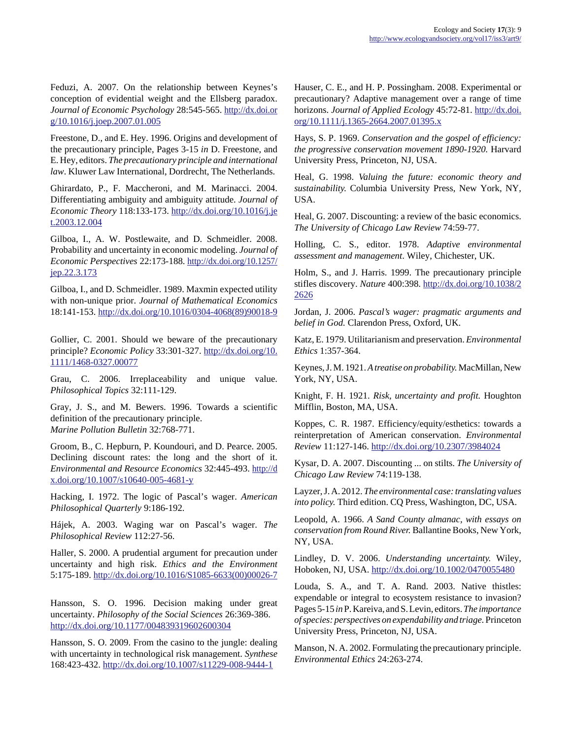Feduzi, A. 2007. On the relationship between Keynes's conception of evidential weight and the Ellsberg paradox. *Journal of Economic Psychology* 28:545-565. http://dx.doi.org/10.1016/j.joep.2007.01.005

Freestone, D., and E. Hey. 1996. Origins and development of the precautionary principle, Pages 3-15 *in* D. Freestone, and E. Hey, editors. *The precautionary principle and international law*. Kluwer Law International, Dordrecht, The Netherlands.

Ghirardato, P., F. Maccheroni, and M. Marinacci. 2004. Differentiating ambiguity and ambiguity attitude. *Journal of Economic Theory* 118:133-173. http://dx.doi.org/10.1016/j.jet.2003.12.004

Gilboa, I., A. W. Postlewaite, and D. Schmeidler. 2008. Probability and uncertainty in economic modeling. *Journal of Economic Perspectives* 22:173-188. http://dx.doi.org/10.1257/jep.22.3.173

Gilboa, I., and D. Schmeidler. 1989. Maxmin expected utility with non-unique prior. *Journal of Mathematical Economics* 18:141-153. http://dx.doi.org/10.1016/0304-4068(89)90018-9

Gollier, C. 2001. Should we beware of the precautionary principle? *Economic Policy* 33:301-327. http://dx.doi.org/10.1111/1468-0327.00077

Grau, C. 2006. Irreplaceability and unique value. *Philosophical Topics* 32:111-129.

Gray, J. S., and M. Bewers. 1996. Towards a scientific definition of the precautionary principle. *Marine Pollution Bulletin* 32:768-771.

Groom, B., C. Hepburn, P. Koundouri, and D. Pearce. 2005. Declining discount rates: the long and the short of it. *Environmental and Resource Economics* 32:445-493. http://dx.doi.org/10.1007/s10640-005-4681-y

Hacking, I. 1972. The logic of Pascal's wager. *American Philosophical Quarterly* 9:186-192.

Hájek, A. 2003. Waging war on Pascal's wager. *The Philosophical Review* 112:27-56.

Haller, S. 2000. A prudential argument for precaution under uncertainty and high risk. *Ethics and the Environment* 5:175-189. http://dx.doi.org/10.1016/S1085-6633(00)00026-7

Hansson, S. O. 1996. Decision making under great uncertainty. *Philosophy of the Social Sciences* 26:369-386. http://dx.doi.org/10.1177/004839319602600304

Hansson, S. O. 2009. From the casino to the jungle: dealing with uncertainty in technological risk management. *Synthese* 168:423-432. http://dx.doi.org/10.1007/s11229-008-9444-1

Hauser, C. E., and H. P. Possingham. 2008. Experimental or precautionary? Adaptive management over a range of time horizons. *Journal of Applied Ecology* 45:72-81. http://dx.doi.org/10.1111/j.1365-2664.2007.01395.x

Hays, S. P. 1969. *Conservation and the gospel of efficiency: the progressive conservation movement 1890-1920.* Harvard University Press, Princeton, NJ, USA.

Heal, G. 1998. *Valuing the future: economic theory and sustainability.* Columbia University Press, New York, NY, USA.

Heal, G. 2007. Discounting: a review of the basic economics. *The University of Chicago Law Review* 74:59-77.

Holling, C. S., editor. 1978. *Adaptive environmental assessment and management*. Wiley, Chichester, UK.

Holm, S., and J. Harris. 1999. The precautionary principle stifles discovery. *Nature* 400:398. http://dx.doi.org/10.1038/22626

Jordan, J. 2006. *Pascal's wager: pragmatic arguments and belief in God.* Clarendon Press, Oxford, UK.

Katz, E. 1979. Utilitarianism and preservation. *Environmental Ethics* 1:357-364.

Keynes, J. M. 1921. *A treatise on probability.* MacMillan, New York, NY, USA.

Knight, F. H. 1921. *Risk, uncertainty and profit.* Houghton Mifflin, Boston, MA, USA.

Koppes, C. R. 1987. Efficiency/equity/esthetics: towards a reinterpretation of American conservation. *Environmental Review* 11:127-146. http://dx.doi.org/10.2307/3984024

Kysar, D. A. 2007. Discounting ... on stilts. *The University of Chicago Law Review* 74:119-138.

Layzer, J. A. 2012. *The environmental case: translating values into policy.* Third edition. CQ Press, Washington, DC, USA.

Leopold, A. 1966. *A Sand County almanac, with essays on conservation from Round River.* Ballantine Books, New York, NY, USA.

Lindley, D. V. 2006. *Understanding uncertainty.* Wiley, Hoboken, NJ, USA. http://dx.doi.org/10.1002/0470055480

Louda, S. A., and T. A. Rand. 2003. Native thistles: expendable or integral to ecosystem resistance to invasion? Pages 5-15 *in* P. Kareiva, and S. Levin, editors. *The importance of species: perspectives on expendability and triage.* Princeton University Press, Princeton, NJ, USA.

Manson, N. A. 2002. Formulating the precautionary principle. *Environmental Ethics* 24:263-274.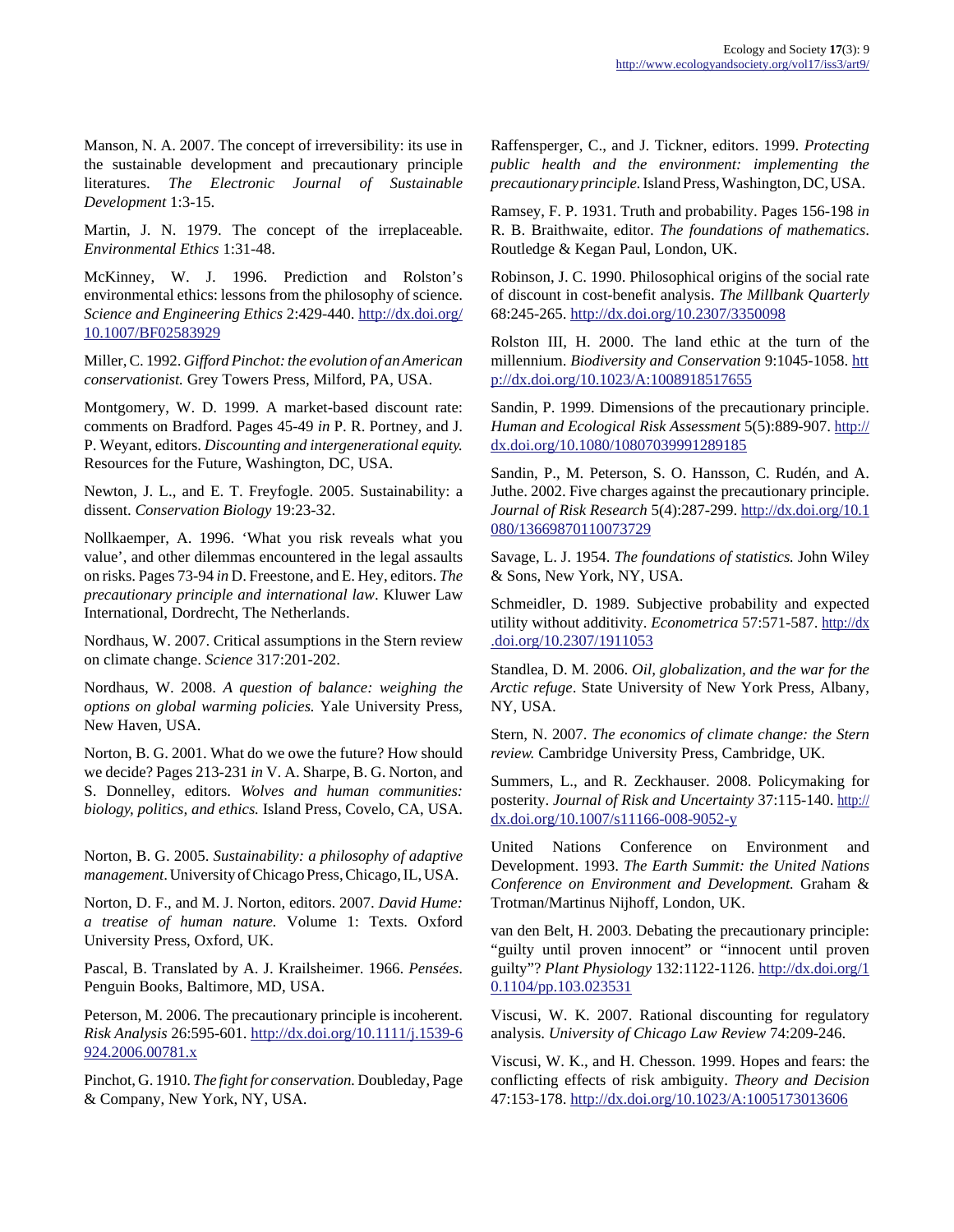Manson, N. A. 2007. The concept of irreversibility: its use in the sustainable development and precautionary principle literatures. *The Electronic Journal of Sustainable Development* 1:3-15.

Martin, J. N. 1979. The concept of the irreplaceable. *Environmental Ethics* 1:31-48.

McKinney, W. J. 1996. Prediction and Rolston's environmental ethics: lessons from the philosophy of science. *Science and Engineering Ethics* 2:429-440. http://dx.doi.org/10.1007/BF02583929

Miller, C. 1992. *Gifford Pinchot: the evolution of an American conservationist.* Grey Towers Press, Milford, PA, USA.

Montgomery, W. D. 1999. A market-based discount rate: comments on Bradford. Pages 45-49 *in* P. R. Portney, and J. P. Weyant, editors. *Discounting and intergenerational equity.* Resources for the Future, Washington, DC, USA.

Newton, J. L., and E. T. Freyfogle. 2005. Sustainability: a dissent. *Conservation Biology* 19:23-32.

Nollkaemper, A. 1996. 'What you risk reveals what you value', and other dilemmas encountered in the legal assaults on risks. Pages 73-94 *in* D. Freestone, and E. Hey, editors. *The precautionary principle and international law*. Kluwer Law International, Dordrecht, The Netherlands.

Nordhaus, W. 2007. Critical assumptions in the Stern review on climate change. *Science* 317:201-202.

Nordhaus, W. 2008. *A question of balance: weighing the options on global warming policies.* Yale University Press, New Haven, USA.

Norton, B. G. 2001. What do we owe the future? How should we decide? Pages 213-231 *in* V. A. Sharpe, B. G. Norton, and S. Donnelley, editors. *Wolves and human communities: biology, politics, and ethics.* Island Press, Covelo, CA, USA.

Norton, B. G. 2005. *Sustainability: a philosophy of adaptive management*. University of Chicago Press, Chicago, IL, USA.

Norton, D. F., and M. J. Norton, editors. 2007. *David Hume: a treatise of human nature.* Volume 1: Texts. Oxford University Press, Oxford, UK.

Pascal, B. Translated by A. J. Krailsheimer. 1966. *Pensées*. Penguin Books, Baltimore, MD, USA.

Peterson, M. 2006. The precautionary principle is incoherent. *Risk Analysis* 26:595-601. http://dx.doi.org/10.1111/j.1539-6924.2006.00781.x

Pinchot, G. 1910. *The fight for conservation.* Doubleday, Page & Company, New York, NY, USA.

Raffensperger, C., and J. Tickner, editors. 1999. *Protecting public health and the environment: implementing the precautionary principle.* Island Press, Washington, DC, USA.

Ramsey, F. P. 1931. Truth and probability. Pages 156-198 *in* R. B. Braithwaite, editor. *The foundations of mathematics*. Routledge & Kegan Paul, London, UK.

Robinson, J. C. 1990. Philosophical origins of the social rate of discount in cost-benefit analysis. *The Millbank Quarterly* 68:245-265. http://dx.doi.org/10.2307/3350098

Rolston III, H. 2000. The land ethic at the turn of the millennium. *Biodiversity and Conservation* 9:1045-1058. http://dx.doi.org/10.1023/A:1008918517655

Sandin, P. 1999. Dimensions of the precautionary principle. *Human and Ecological Risk Assessment* 5(5):889-907. http://dx.doi.org/10.1080/10807039991289185

Sandin, P., M. Peterson, S. O. Hansson, C. Rudén, and A. Juthe. 2002. Five charges against the precautionary principle. *Journal of Risk Research* 5(4):287-299. http://dx.doi.org/10.1080/13669870110073729

Savage, L. J. 1954. *The foundations of statistics.* John Wiley & Sons, New York, NY, USA.

Schmeidler, D. 1989. Subjective probability and expected utility without additivity. *Econometrica* 57:571-587. http://dx.doi.org/10.2307/1911053

Standlea, D. M. 2006. *Oil, globalization, and the war for the Arctic refuge*. State University of New York Press, Albany, NY, USA.

Stern, N. 2007. *The economics of climate change: the Stern review.* Cambridge University Press, Cambridge, UK.

Summers, L., and R. Zeckhauser. 2008. Policymaking for posterity. *Journal of Risk and Uncertainty* 37:115-140. http://dx.doi.org/10.1007/s11166-008-9052-y

United Nations Conference on Environment and Development. 1993. *The Earth Summit: the United Nations Conference on Environment and Development.* Graham & Trotman/Martinus Nijhoff, London, UK.

van den Belt, H. 2003. Debating the precautionary principle: "guilty until proven innocent" or "innocent until proven guilty"? *Plant Physiology* 132:1122-1126. http://dx.doi.org/10.1104/pp.103.023531

Viscusi, W. K. 2007. Rational discounting for regulatory analysis. *University of Chicago Law Review* 74:209-246.

Viscusi, W. K., and H. Chesson. 1999. Hopes and fears: the conflicting effects of risk ambiguity. *Theory and Decision* 47:153-178. http://dx.doi.org/10.1023/A:1005173013606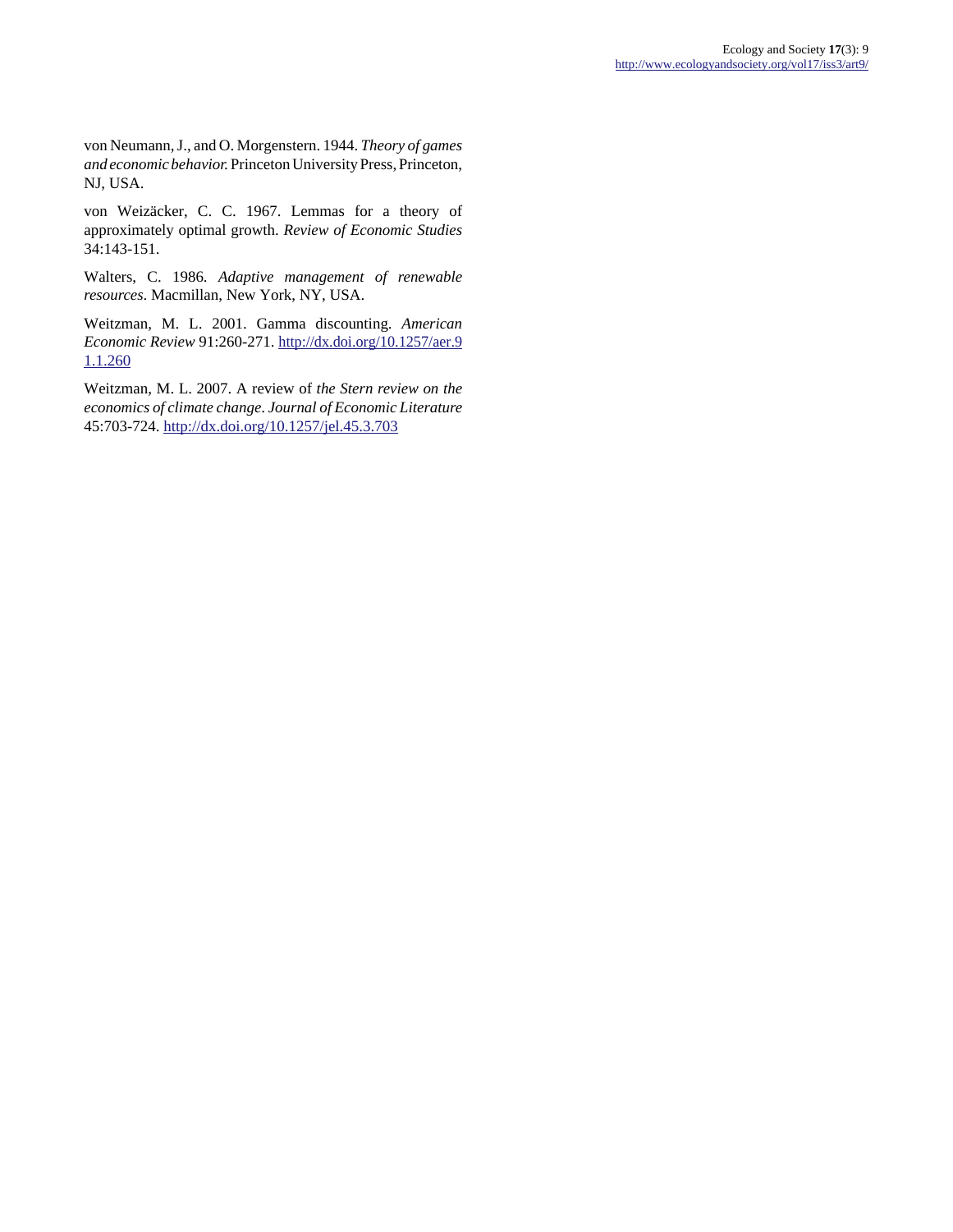von Neumann, J., and O. Morgenstern. 1944. *Theory of games and economic behavior.* Princeton University Press, Princeton, NJ, USA.

von Weizäcker, C. C. 1967. Lemmas for a theory of approximately optimal growth. *Review of Economic Studies* 34:143-151.

Walters, C. 1986. *Adaptive management of renewable resources*. Macmillan, New York, NY, USA.

Weitzman, M. L. 2001. Gamma discounting. *American Economic Review* 91:260-271. http://dx.doi.org/10.1257/aer.91.1.260

Weitzman, M. L. 2007. A review of *the Stern review on the economics of climate change*. *Journal of Economic Literature* 45:703-724. http://dx.doi.org/10.1257/jel.45.3.703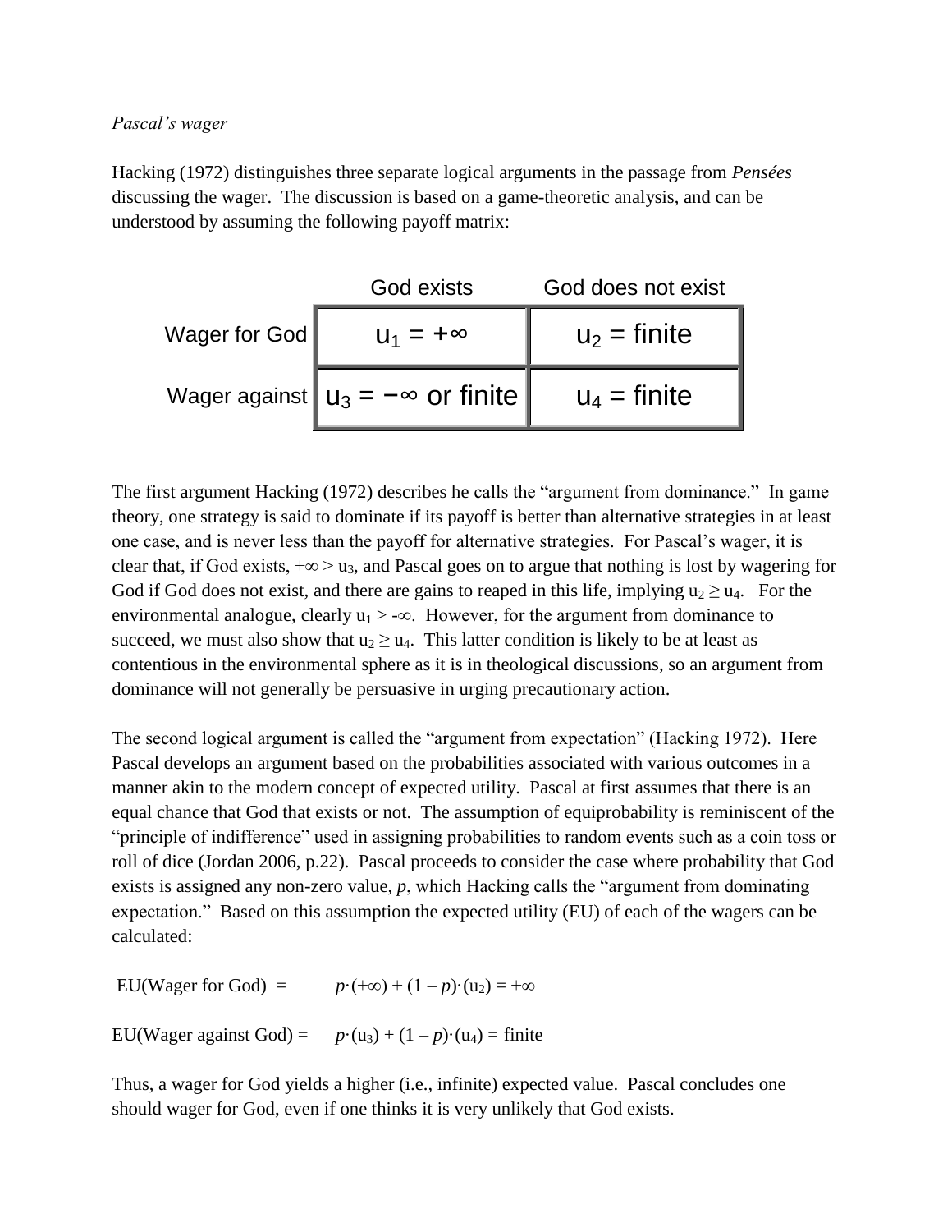*Pascal's wager*

Hacking (1972) distinguishes three separate logical arguments in the passage from *Pensées* discussing the wager. The discussion is based on a game-theoretic analysis, and can be understood by assuming the following payoff matrix:

| | God exists | God does not exist |
|---|---|---|
| Wager for God | $u_1 = +\infty$ | $u_2$ = finite |
| Wager against | $u_3 = -\infty$ or finite | $u_4$ = finite |

The first argument Hacking (1972) describes he calls the "argument from dominance." In game theory, one strategy is said to dominate if its payoff is better than alternative strategies in at least one case, and is never less than the payoff for alternative strategies. For Pascal's wager, it is clear that, if God exists, $+\infty > u_3$, and Pascal goes on to argue that nothing is lost by wagering for God if God does not exist, and there are gains to reaped in this life, implying $u_2 \geq u_4$. For the environmental analogue, clearly $u_1 > -\infty$. However, for the argument from dominance to succeed, we must also show that $u_2 \geq u_4$. This latter condition is likely to be at least as contentious in the environmental sphere as it is in theological discussions, so an argument from dominance will not generally be persuasive in urging precautionary action.

The second logical argument is called the "argument from expectation" (Hacking 1972). Here Pascal develops an argument based on the probabilities associated with various outcomes in a manner akin to the modern concept of expected utility. Pascal at first assumes that there is an equal chance that God that exists or not. The assumption of equiprobability is reminiscent of the "principle of indifference" used in assigning probabilities to random events such as a coin toss or roll of dice (Jordan 2006, p.22). Pascal proceeds to consider the case where probability that God exists is assigned any non-zero value, $p$, which Hacking calls the "argument from dominating expectation." Based on this assumption the expected utility (EU) of each of the wagers can be calculated:

$$\text{EU(Wager for God)} = p\cdot(+\infty) + (1-p)\cdot(u_2) = +\infty$$

$$\text{EU(Wager against God)} = p\cdot(u_3) + (1-p)\cdot(u_4) = \text{finite}$$

Thus, a wager for God yields a higher (i.e., infinite) expected value. Pascal concludes one should wager for God, even if one thinks it is very unlikely that God exists.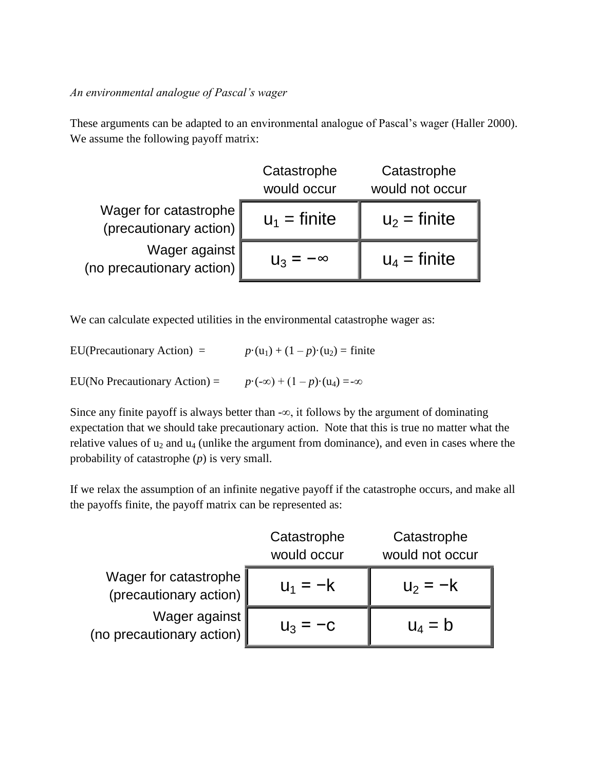*An environmental analogue of Pascal's wager*

These arguments can be adapted to an environmental analogue of Pascal's wager (Haller 2000). We assume the following payoff matrix:

| | Catastrophe would occur | Catastrophe would not occur |
|---|---|---|
| Wager for catastrophe (precautionary action) | $u_1$ = finite | $u_2$ = finite |
| Wager against (no precautionary action) | $u_3 = -\infty$ | $u_4$ = finite |

We can calculate expected utilities in the environmental catastrophe wager as:

EU(Precautionary Action) = $p \cdot (u_1) + (1 - p) \cdot (u_2)$ = finite

EU(No Precautionary Action) = $p \cdot (-\infty) + (1 - p) \cdot (u_4) = -\infty$

Since any finite payoff is always better than $-\infty$, it follows by the argument of dominating expectation that we should take precautionary action. Note that this is true no matter what the relative values of $u_2$ and $u_4$ (unlike the argument from dominance), and even in cases where the probability of catastrophe ($p$) is very small.

If we relax the assumption of an infinite negative payoff if the catastrophe occurs, and make all the payoffs finite, the payoff matrix can be represented as:

| | Catastrophe would occur | Catastrophe would not occur |
|---|---|---|
| Wager for catastrophe (precautionary action) | $u_1 = -k$ | $u_2 = -k$ |
| Wager against (no precautionary action) | $u_3 = -c$ | $u_4 = b$ |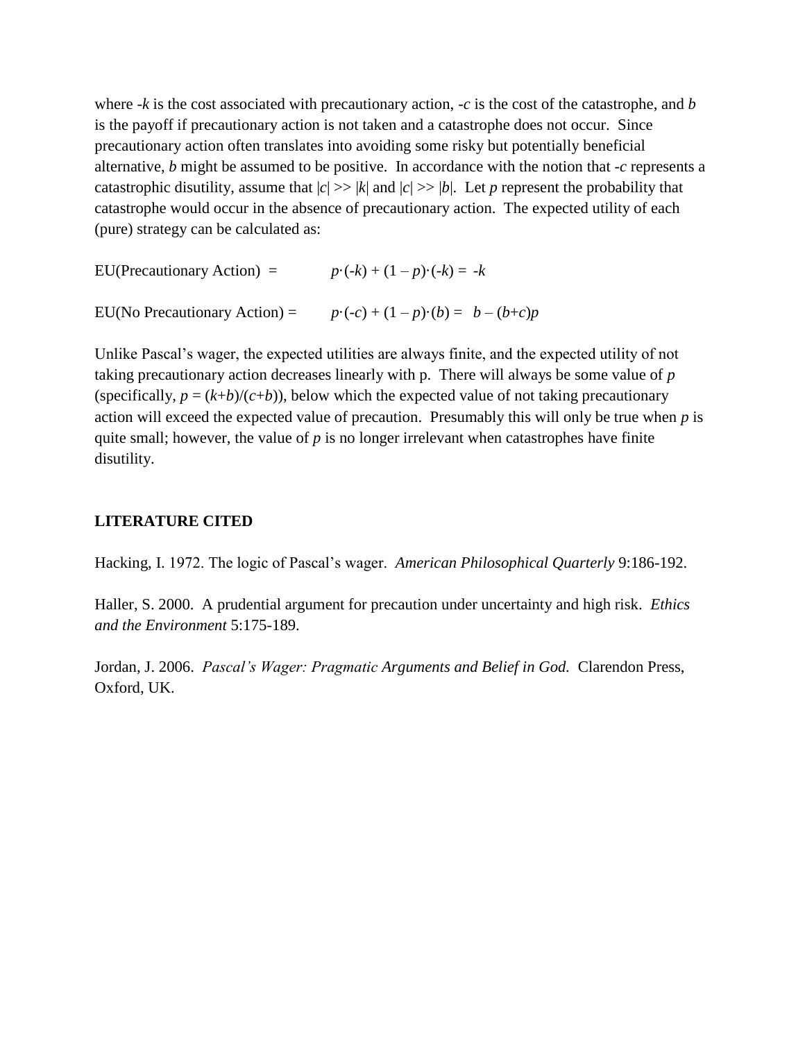where $-k$ is the cost associated with precautionary action, $-c$ is the cost of the catastrophe, and $b$ is the payoff if precautionary action is not taken and a catastrophe does not occur. Since precautionary action often translates into avoiding some risky but potentially beneficial alternative, $b$ might be assumed to be positive. In accordance with the notion that $-c$ represents a catastrophic disutility, assume that $|c| >> |k|$ and $|c| >> |b|$. Let $p$ represent the probability that catastrophe would occur in the absence of precautionary action. The expected utility of each (pure) strategy can be calculated as:

EU(Precautionary Action) = $p \cdot (-k) + (1 - p) \cdot (-k) = -k$

EU(No Precautionary Action) = $p \cdot (-c) + (1 - p) \cdot (b) = b - (b+c)p$

Unlike Pascal's wager, the expected utilities are always finite, and the expected utility of not taking precautionary action decreases linearly with p. There will always be some value of $p$ (specifically, $p = (k+b)/(c+b)$), below which the expected value of not taking precautionary action will exceed the expected value of precaution. Presumably this will only be true when $p$ is quite small; however, the value of $p$ is no longer irrelevant when catastrophes have finite disutility.

## LITERATURE CITED

Hacking, I. 1972. The logic of Pascal's wager. *American Philosophical Quarterly* 9:186-192.

Haller, S. 2000. A prudential argument for precaution under uncertainty and high risk. *Ethics and the Environment* 5:175-189.

Jordan, J. 2006. *Pascal's Wager: Pragmatic Arguments and Belief in God.* Clarendon Press, Oxford, UK.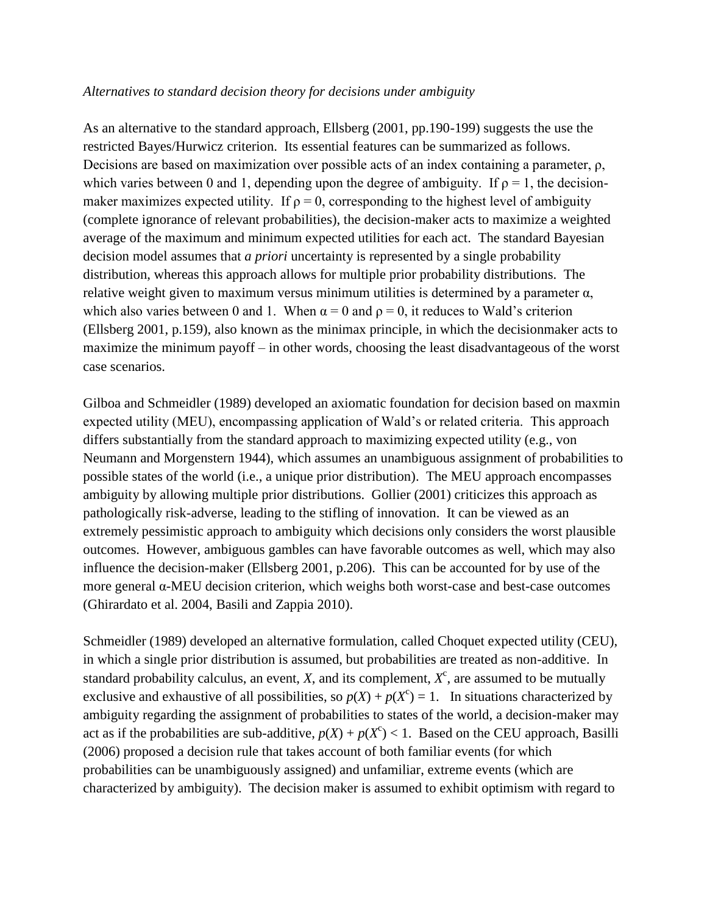*Alternatives to standard decision theory for decisions under ambiguity*

As an alternative to the standard approach, Ellsberg (2001, pp.190-199) suggests the use the restricted Bayes/Hurwicz criterion. Its essential features can be summarized as follows. Decisions are based on maximization over possible acts of an index containing a parameter, ρ, which varies between 0 and 1, depending upon the degree of ambiguity. If $\rho = 1$, the decision-maker maximizes expected utility. If $\rho = 0$, corresponding to the highest level of ambiguity (complete ignorance of relevant probabilities), the decision-maker acts to maximize a weighted average of the maximum and minimum expected utilities for each act. The standard Bayesian decision model assumes that *a priori* uncertainty is represented by a single probability distribution, whereas this approach allows for multiple prior probability distributions. The relative weight given to maximum versus minimum utilities is determined by a parameter α, which also varies between 0 and 1. When $\alpha = 0$ and $\rho = 0$, it reduces to Wald's criterion (Ellsberg 2001, p.159), also known as the minimax principle, in which the decisionmaker acts to maximize the minimum payoff – in other words, choosing the least disadvantageous of the worst case scenarios.

Gilboa and Schmeidler (1989) developed an axiomatic foundation for decision based on maxmin expected utility (MEU), encompassing application of Wald's or related criteria. This approach differs substantially from the standard approach to maximizing expected utility (e.g., von Neumann and Morgenstern 1944), which assumes an unambiguous assignment of probabilities to possible states of the world (i.e., a unique prior distribution). The MEU approach encompasses ambiguity by allowing multiple prior distributions. Gollier (2001) criticizes this approach as pathologically risk-adverse, leading to the stifling of innovation. It can be viewed as an extremely pessimistic approach to ambiguity which decisions only considers the worst plausible outcomes. However, ambiguous gambles can have favorable outcomes as well, which may also influence the decision-maker (Ellsberg 2001, p.206). This can be accounted for by use of the more general α-MEU decision criterion, which weighs both worst-case and best-case outcomes (Ghirardato et al. 2004, Basili and Zappia 2010).

Schmeidler (1989) developed an alternative formulation, called Choquet expected utility (CEU), in which a single prior distribution is assumed, but probabilities are treated as non-additive. In standard probability calculus, an event, $X$, and its complement, $X^c$, are assumed to be mutually exclusive and exhaustive of all possibilities, so $p(X) + p(X^c) = 1$. In situations characterized by ambiguity regarding the assignment of probabilities to states of the world, a decision-maker may act as if the probabilities are sub-additive, $p(X) + p(X^c) < 1$. Based on the CEU approach, Basilli (2006) proposed a decision rule that takes account of both familiar events (for which probabilities can be unambiguously assigned) and unfamiliar, extreme events (which are characterized by ambiguity). The decision maker is assumed to exhibit optimism with regard to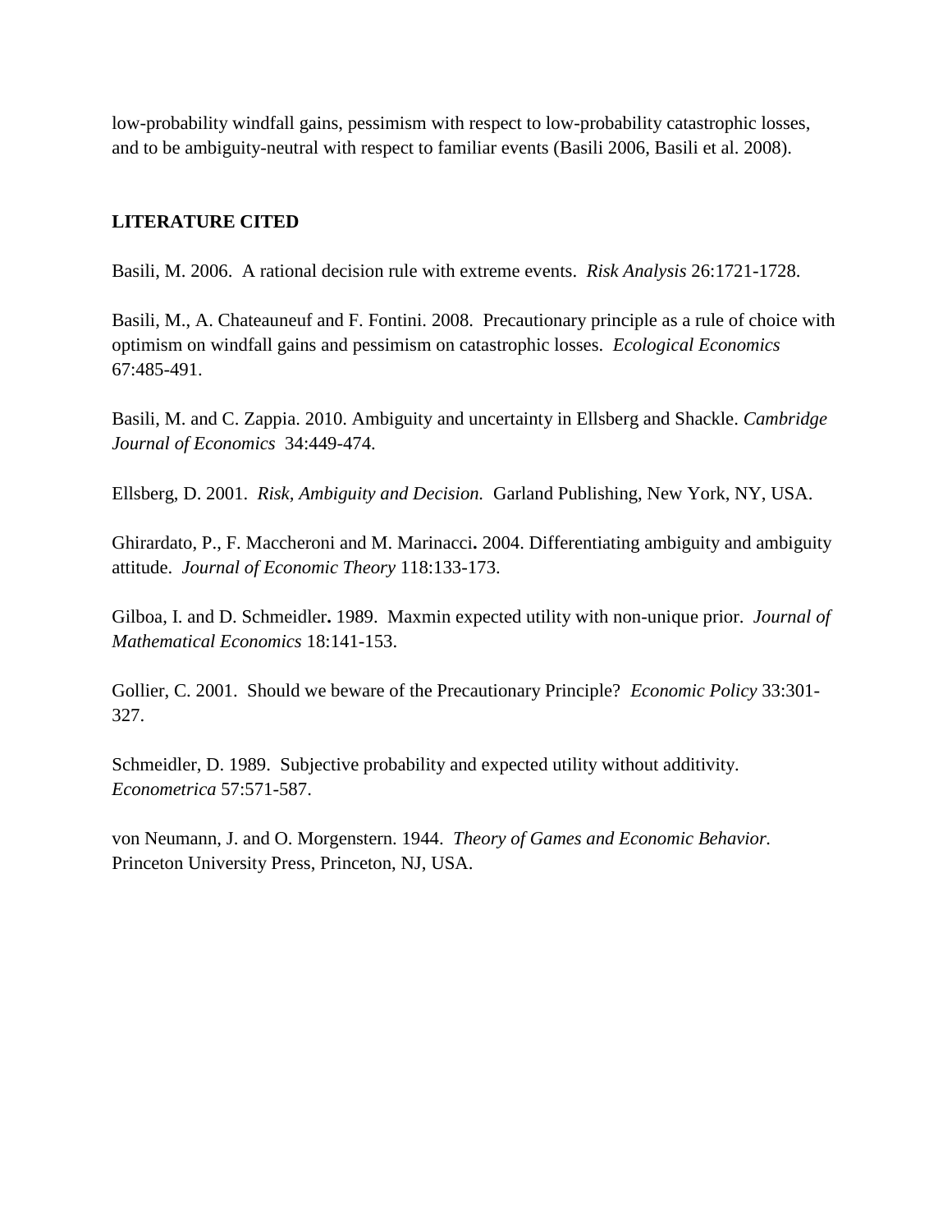low-probability windfall gains, pessimism with respect to low-probability catastrophic losses, and to be ambiguity-neutral with respect to familiar events (Basili 2006, Basili et al. 2008).

## LITERATURE CITED

Basili, M. 2006. A rational decision rule with extreme events. *Risk Analysis* 26:1721-1728.

Basili, M., A. Chateauneuf and F. Fontini. 2008. Precautionary principle as a rule of choice with optimism on windfall gains and pessimism on catastrophic losses. *Ecological Economics* 67:485-491.

Basili, M. and C. Zappia. 2010. Ambiguity and uncertainty in Ellsberg and Shackle. *Cambridge Journal of Economics* 34:449-474.

Ellsberg, D. 2001. *Risk, Ambiguity and Decision.* Garland Publishing, New York, NY, USA.

Ghirardato, P., F. Maccheroni and M. Marinacci**.** 2004. Differentiating ambiguity and ambiguity attitude. *Journal of Economic Theory* 118:133-173.

Gilboa, I. and D. Schmeidler**.** 1989. Maxmin expected utility with non-unique prior. *Journal of Mathematical Economics* 18:141-153.

Gollier, C. 2001. Should we beware of the Precautionary Principle? *Economic Policy* 33:301-327.

Schmeidler, D. 1989. Subjective probability and expected utility without additivity. *Econometrica* 57:571-587.

von Neumann, J. and O. Morgenstern. 1944. *Theory of Games and Economic Behavior.* Princeton University Press, Princeton, NJ, USA.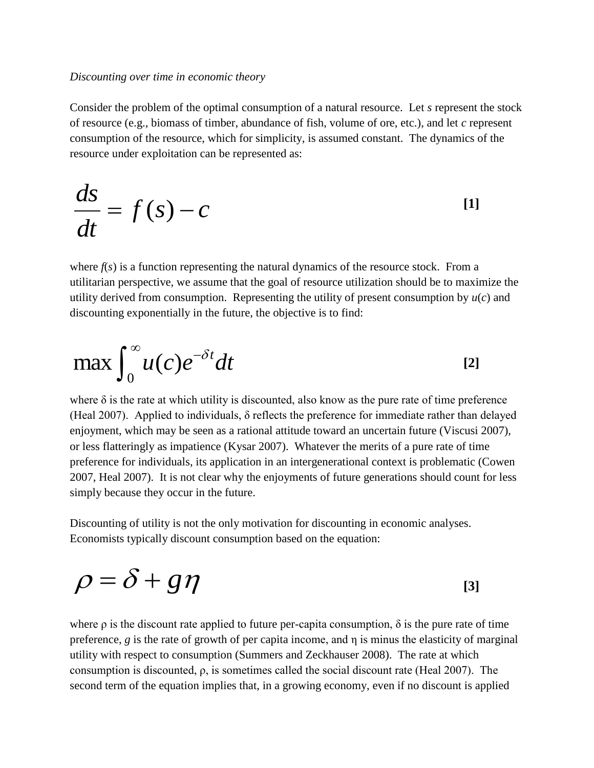*Discounting over time in economic theory*

Consider the problem of the optimal consumption of a natural resource. Let $s$ represent the stock of resource (e.g., biomass of timber, abundance of fish, volume of ore, etc.), and let $c$ represent consumption of the resource, which for simplicity, is assumed constant. The dynamics of the resource under exploitation can be represented as:

$$\frac{ds}{dt} = f(s) - c \qquad \textbf{[1]}$$

where $f(s)$ is a function representing the natural dynamics of the resource stock. From a utilitarian perspective, we assume that the goal of resource utilization should be to maximize the utility derived from consumption. Representing the utility of present consumption by $u(c)$ and discounting exponentially in the future, the objective is to find:

$$\max \int_0^\infty u(c)e^{-\delta t} dt \qquad \textbf{[2]}$$

where $\delta$ is the rate at which utility is discounted, also know as the pure rate of time preference (Heal 2007). Applied to individuals, $\delta$ reflects the preference for immediate rather than delayed enjoyment, which may be seen as a rational attitude toward an uncertain future (Viscusi 2007), or less flatteringly as impatience (Kysar 2007). Whatever the merits of a pure rate of time preference for individuals, its application in an intergenerational context is problematic (Cowen 2007, Heal 2007). It is not clear why the enjoyments of future generations should count for less simply because they occur in the future.

Discounting of utility is not the only motivation for discounting in economic analyses. Economists typically discount consumption based on the equation:

$$\rho = \delta + g\eta \qquad \textbf{[3]}$$

where $\rho$ is the discount rate applied to future per-capita consumption, $\delta$ is the pure rate of time preference, $g$ is the rate of growth of per capita income, and $\eta$ is minus the elasticity of marginal utility with respect to consumption (Summers and Zeckhauser 2008). The rate at which consumption is discounted, $\rho$, is sometimes called the social discount rate (Heal 2007). The second term of the equation implies that, in a growing economy, even if no discount is applied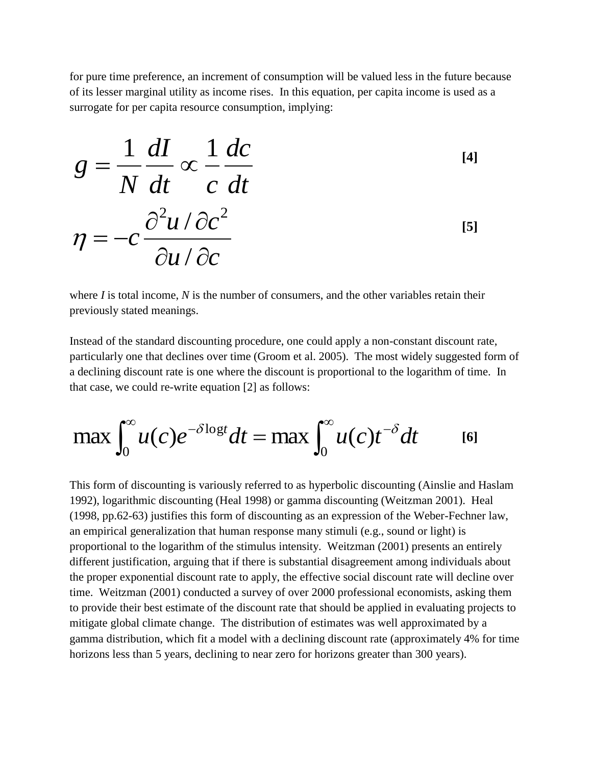for pure time preference, an increment of consumption will be valued less in the future because of its lesser marginal utility as income rises. In this equation, per capita income is used as a surrogate for per capita resource consumption, implying:

$$g = \frac{1}{N}\frac{dI}{dt} \propto \frac{1}{c}\frac{dc}{dt} \qquad \textbf{[4]}$$

$$\eta = -c\frac{\partial^2 u / \partial c^2}{\partial u / \partial c} \qquad \textbf{[5]}$$

where *I* is total income, *N* is the number of consumers, and the other variables retain their previously stated meanings.

Instead of the standard discounting procedure, one could apply a non-constant discount rate, particularly one that declines over time (Groom et al. 2005). The most widely suggested form of a declining discount rate is one where the discount is proportional to the logarithm of time. In that case, we could re-write equation [2] as follows:

$$\max \int_0^\infty u(c)e^{-\delta \log t}dt = \max \int_0^\infty u(c)t^{-\delta}dt \qquad \textbf{[6]}$$

This form of discounting is variously referred to as hyperbolic discounting (Ainslie and Haslam 1992), logarithmic discounting (Heal 1998) or gamma discounting (Weitzman 2001). Heal (1998, pp.62-63) justifies this form of discounting as an expression of the Weber-Fechner law, an empirical generalization that human response many stimuli (e.g., sound or light) is proportional to the logarithm of the stimulus intensity. Weitzman (2001) presents an entirely different justification, arguing that if there is substantial disagreement among individuals about the proper exponential discount rate to apply, the effective social discount rate will decline over time. Weitzman (2001) conducted a survey of over 2000 professional economists, asking them to provide their best estimate of the discount rate that should be applied in evaluating projects to mitigate global climate change. The distribution of estimates was well approximated by a gamma distribution, which fit a model with a declining discount rate (approximately 4% for time horizons less than 5 years, declining to near zero for horizons greater than 300 years).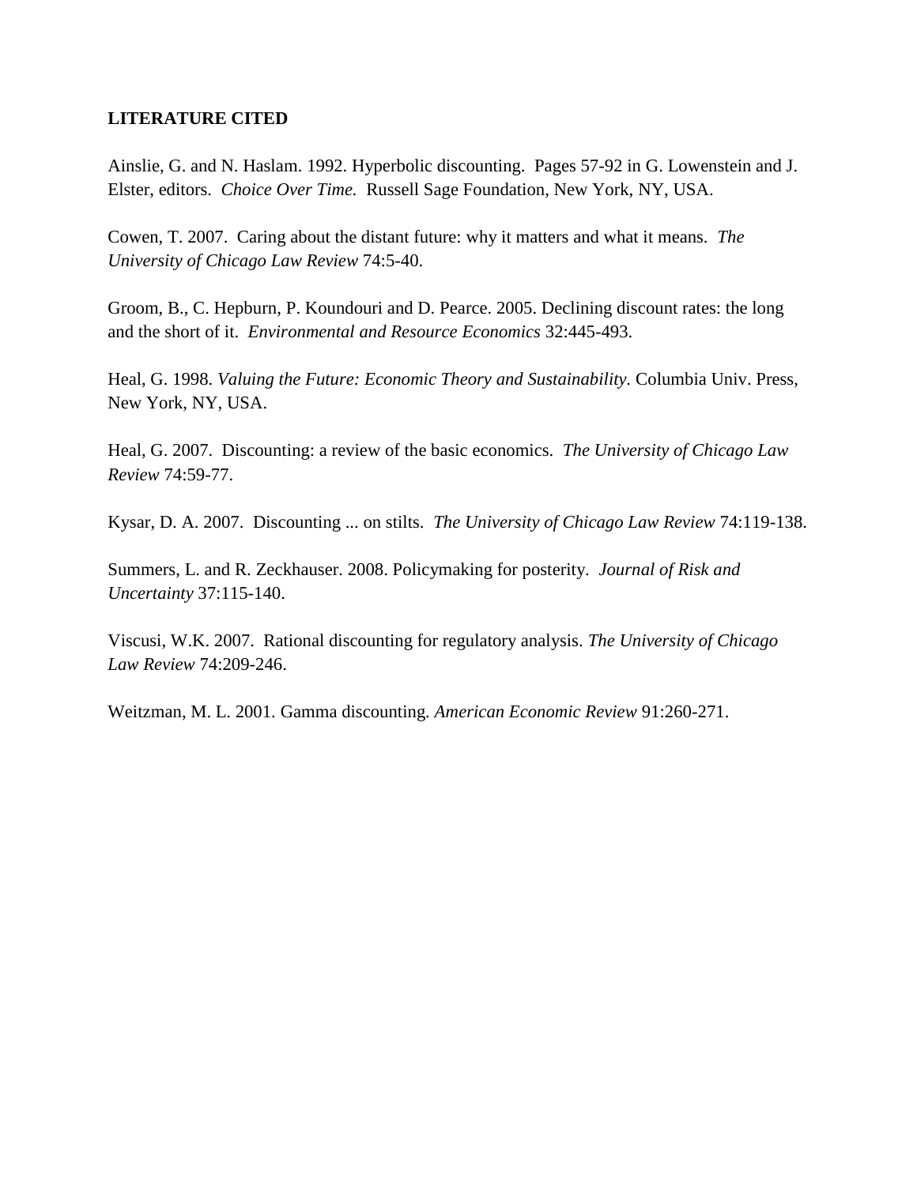**LITERATURE CITED**

Ainslie, G. and N. Haslam. 1992. Hyperbolic discounting. Pages 57-92 in G. Lowenstein and J. Elster, editors. *Choice Over Time.* Russell Sage Foundation, New York, NY, USA.

Cowen, T. 2007. Caring about the distant future: why it matters and what it means. *The University of Chicago Law Review* 74:5-40.

Groom, B., C. Hepburn, P. Koundouri and D. Pearce. 2005. Declining discount rates: the long and the short of it. *Environmental and Resource Economics* 32:445-493.

Heal, G. 1998. *Valuing the Future: Economic Theory and Sustainability*. Columbia Univ. Press, New York, NY, USA.

Heal, G. 2007. Discounting: a review of the basic economics. *The University of Chicago Law Review* 74:59-77.

Kysar, D. A. 2007. Discounting ... on stilts. *The University of Chicago Law Review* 74:119-138.

Summers, L. and R. Zeckhauser. 2008. Policymaking for posterity. *Journal of Risk and Uncertainty* 37:115-140.

Viscusi, W.K. 2007. Rational discounting for regulatory analysis. *The University of Chicago Law Review* 74:209-246.

Weitzman, M. L. 2001. Gamma discounting. *American Economic Review* 91:260-271.